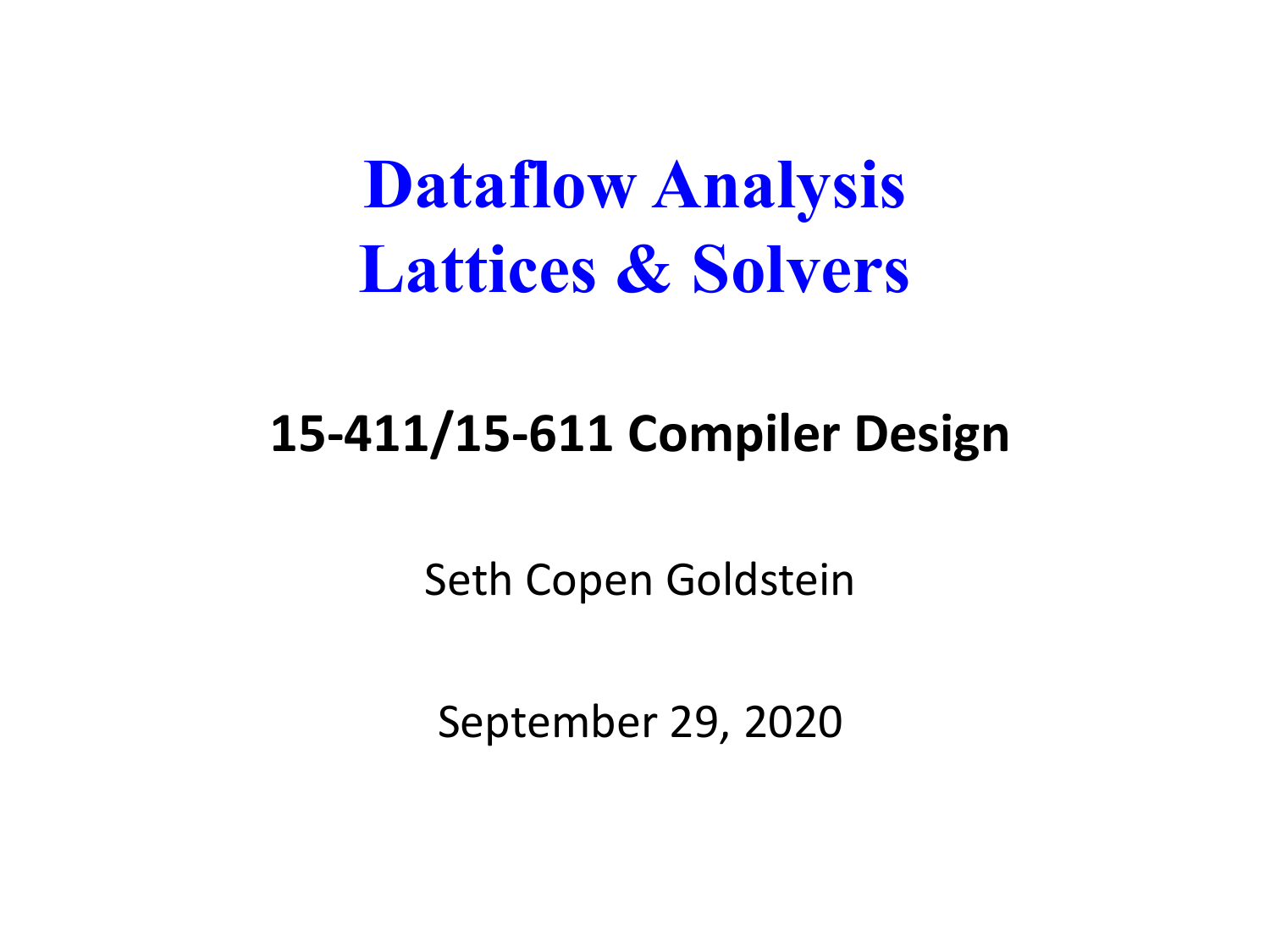# Dataflow Analysis
# Lattices & Solvers

## 15-411/15-611 Compiler Design

Seth Copen Goldstein

September 29, 2020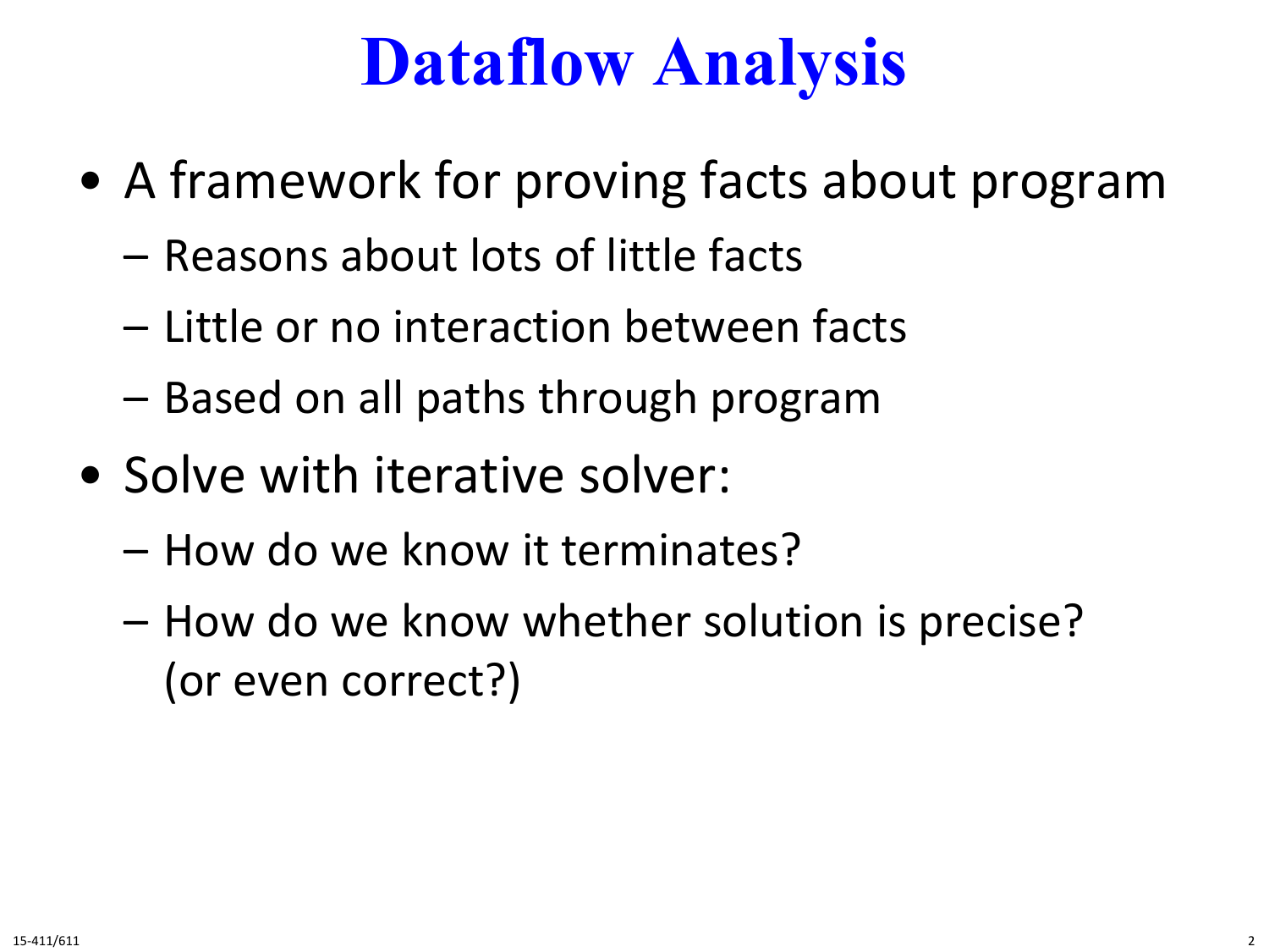# Dataflow Analysis

- A framework for proving facts about program
  - Reasons about lots of little facts
  - Little or no interaction between facts
  - Based on all paths through program
- Solve with iterative solver:
  - How do we know it terminates?
  - How do we know whether solution is precise? (or even correct?)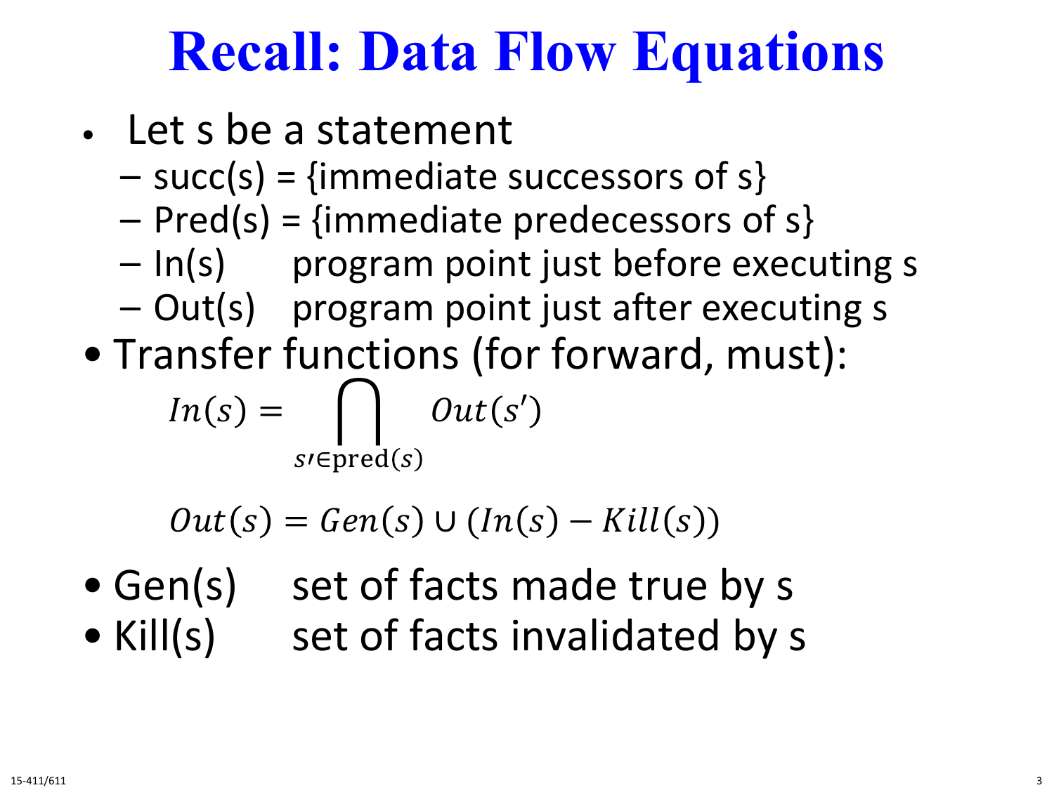# Recall: Data Flow Equations

- Let s be a statement
  - succ(s) = {immediate successors of s}
  - Pred(s) = {immediate predecessors of s}
  - In(s) program point just before executing s
  - Out(s) program point just after executing s
- Transfer functions (for forward, must):

$$In(s) = \bigcap_{s' \in \text{pred}(s)} Out(s')$$

$$Out(s) = Gen(s) \cup (In(s) - Kill(s))$$

- Gen(s) set of facts made true by s
- Kill(s) set of facts invalidated by s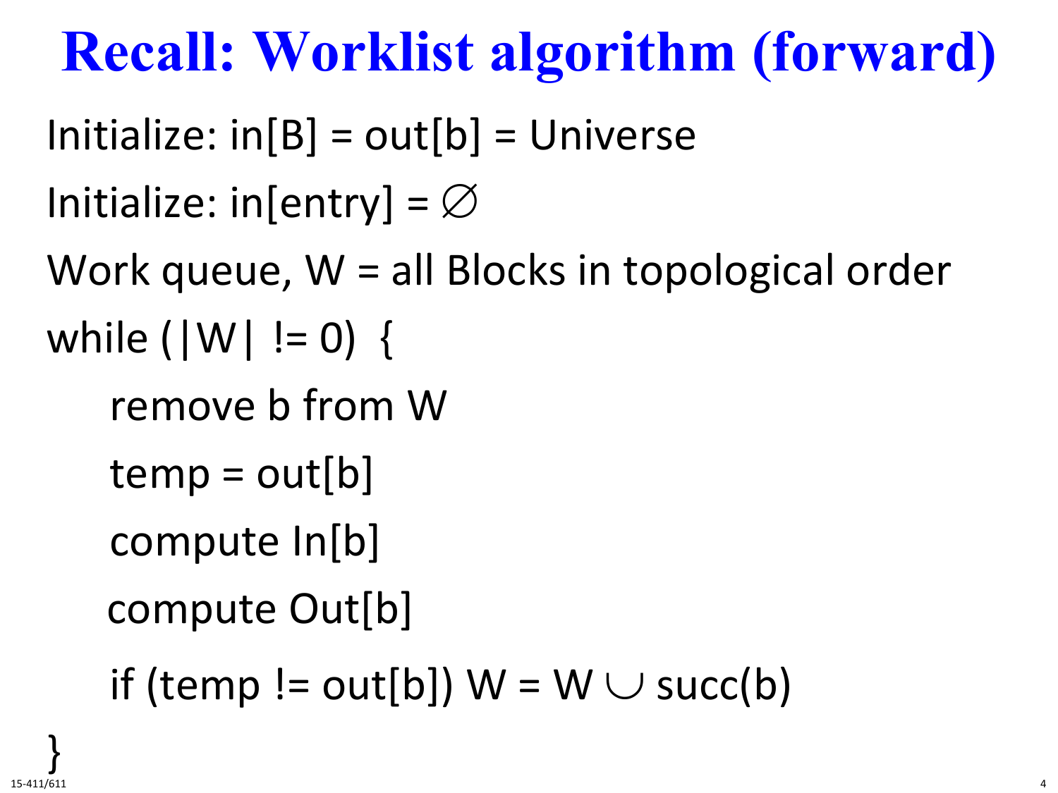# Recall: Worklist algorithm (forward)

```
Initialize: in[B] = out[b] = Universe
Initialize: in[entry] = ∅
Work queue, W = all Blocks in topological order
while (|W| != 0)  {
    remove b from W
    temp = out[b]
    compute In[b]
    compute Out[b]
    if (temp != out[b]) W = W ∪ succ(b)
}
```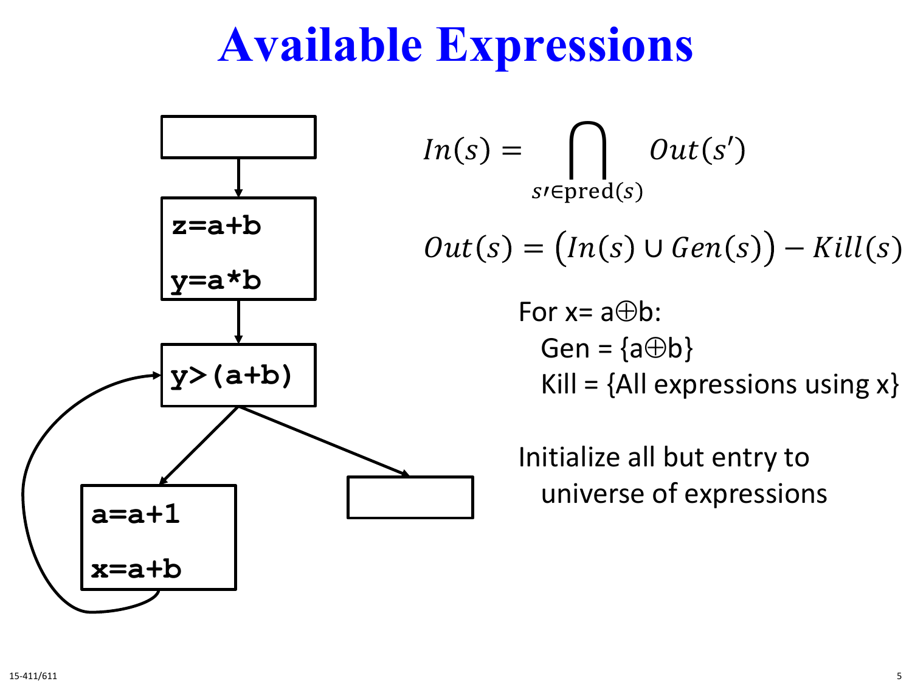# Available Expressions

```
z=a+b
y=a*b
```

```
y>(a+b)
```

```
a=a+1
x=a+b
```

$$In(s) = \bigcap_{s' \in \text{pred}(s)} Out(s')$$

$$Out(s) = \big(In(s) \cup Gen(s)\big) - Kill(s)$$

For x= a⊕b:

- Gen = {a⊕b}
- Kill = {All expressions using x}

Initialize all but entry to universe of expressions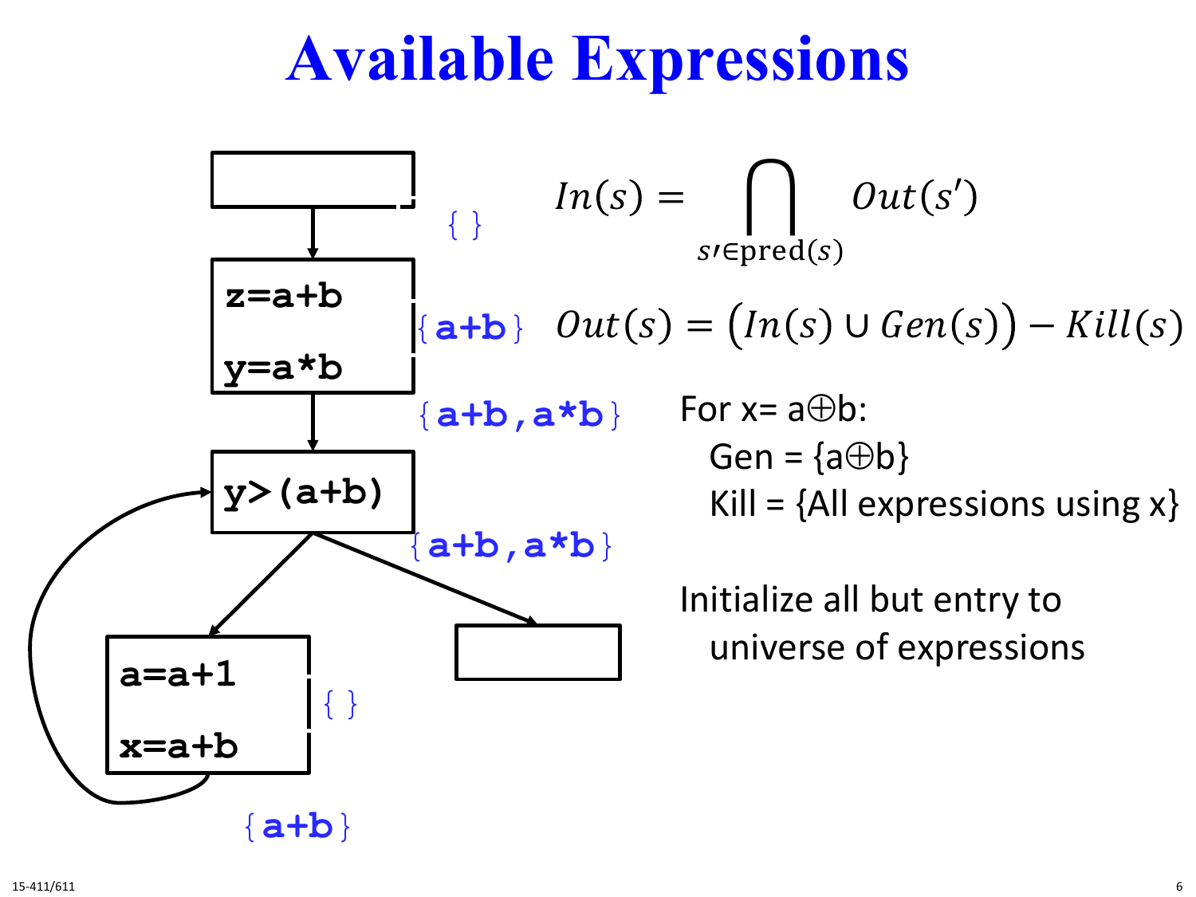# Available Expressions

```
z=a+b
y=a*b
```
{a+b}

{a+b,a*b}

```
y>(a+b)
```
{a+b,a*b}

```
a=a+1
x=a+b
```
{ }

{a+b}

{ }

$$In(s) = \bigcap_{s' \in \text{pred}(s)} Out(s')$$

$$Out(s) = \left(In(s) \cup Gen(s)\right) - Kill(s)$$

For x= a⊕b:

- Gen = {a⊕b}
- Kill = {All expressions using x}

Initialize all but entry to universe of expressions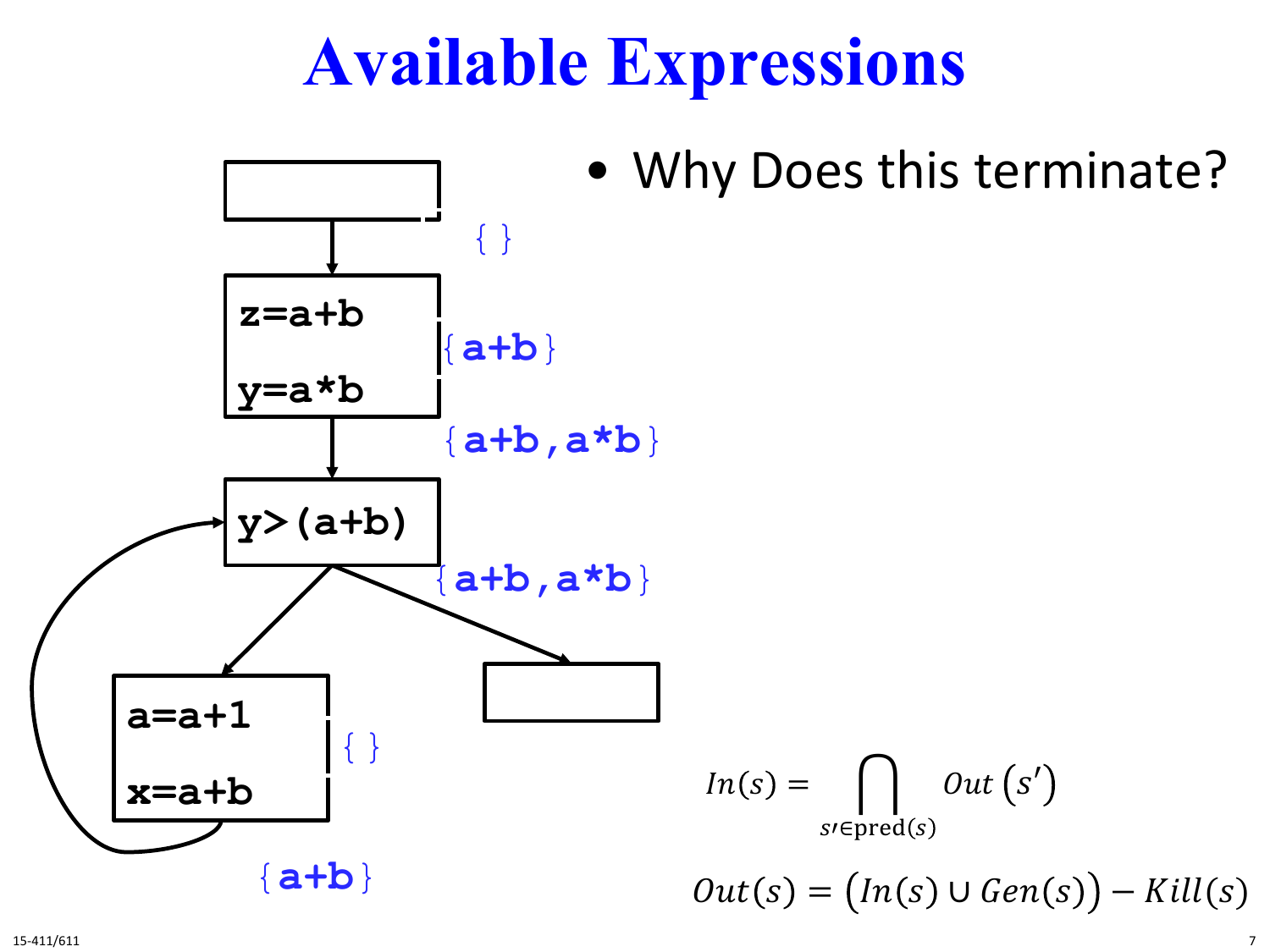# Available Expressions

- Why Does this terminate?

```
z=a+b
y=a*b
```

```
y>(a+b)
```

```
a=a+1
x=a+b
```

{ }

{a+b}

{a+b,a*b}

{a+b,a*b}

{ }

{a+b}

$$In(s) = \bigcap_{s' \in \text{pred}(s)} Out(s')$$

$$Out(s) = \left(In(s) \cup Gen(s)\right) - Kill(s)$$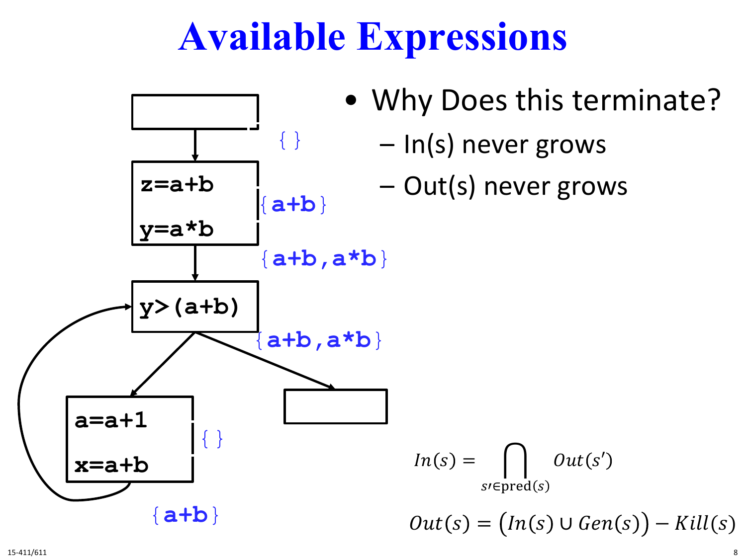# Available Expressions

```
z=a+b
y=a*b
```
{a+b}

{a+b,a*b}

```
y>(a+b)
```
{a+b,a*b}

```
a=a+1
x=a+b
```
{ }

{a+b}

{ }

- Why Does this terminate?
  - In(s) never grows
  - Out(s) never grows

$$In(s) = \bigcap_{s' \in \text{pred}(s)} Out(s')$$

$$Out(s) = \big(In(s) \cup Gen(s)\big) - Kill(s)$$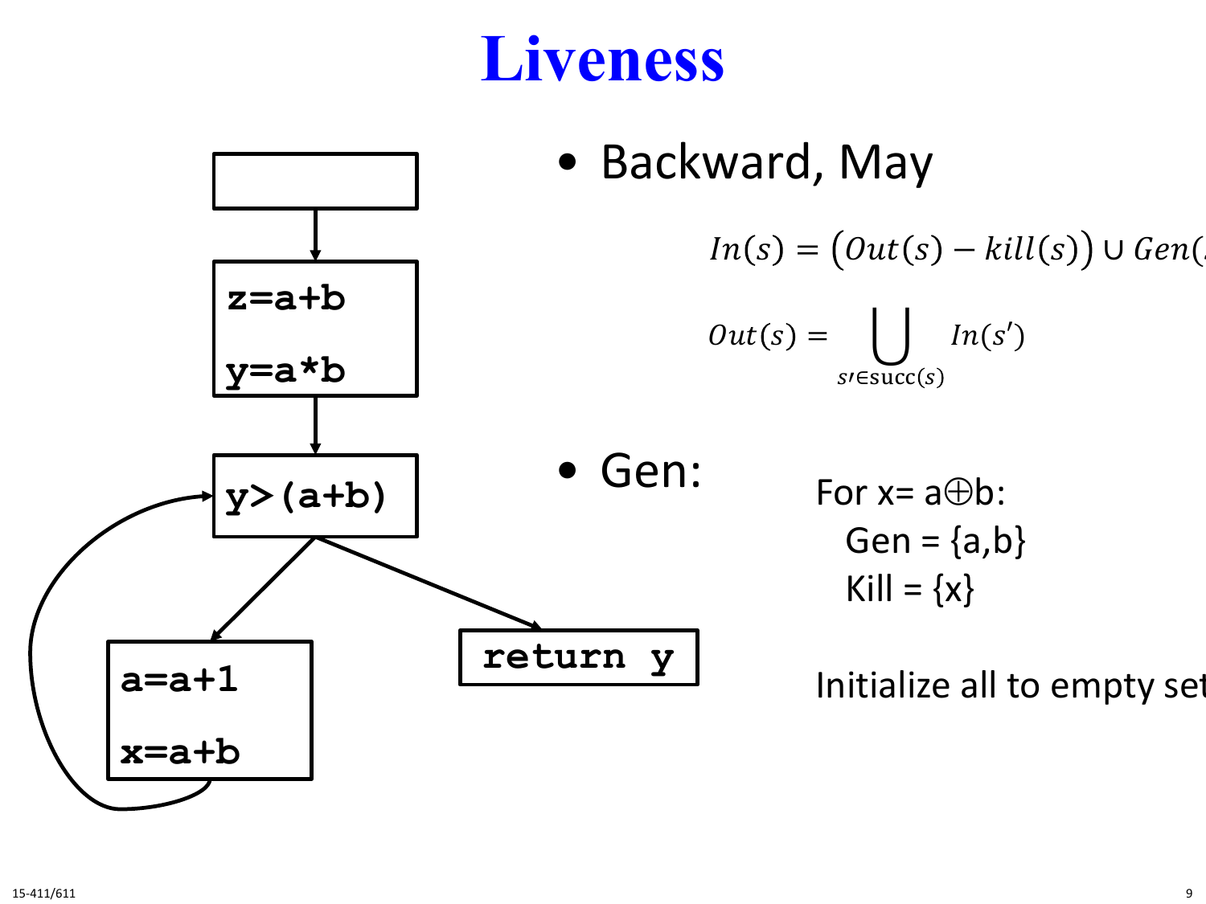# Liveness

```
z=a+b
y=a*b
```

```
y>(a+b)
```

```
a=a+1
x=a+b
```

```
return y
```

- Backward, May

$$In(s) = \big(Out(s) - kill(s)\big) \cup Gen(s)$$

$$Out(s) = \bigcup_{s' \in \text{succ}(s)} In(s')$$

- Gen:

For x= a⊕b:
  Gen = {a,b}
  Kill = {x}

Initialize all to empty set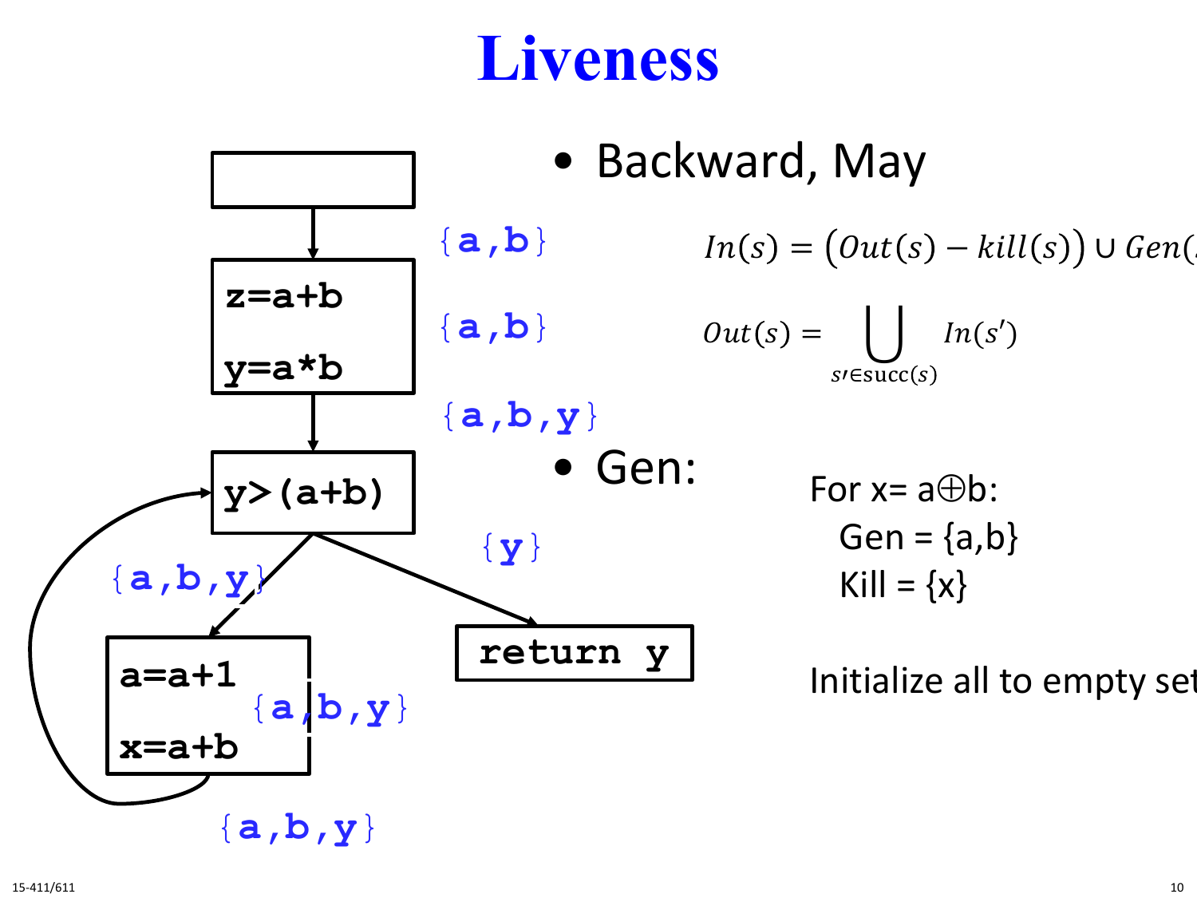# Liveness

- Backward, May

$$In(s) = \left(Out(s) - kill(s)\right) \cup Gen(s)$$

$$Out(s) = \bigcup_{s' \in \text{succ}(s)} In(s')$$

- Gen:

For x= a⊕b:
  Gen = {a,b}
  Kill = {x}

Initialize all to empty set

```
[ ]
  {a,b}
z=a+b
  {a,b}
y=a*b
  {a,b,y}
y>(a+b)
  {a,b,y}  -> a=a+1 {a,b,y} x=a+b  {a,b,y} (back to y>(a+b))
  {y}      -> return y
```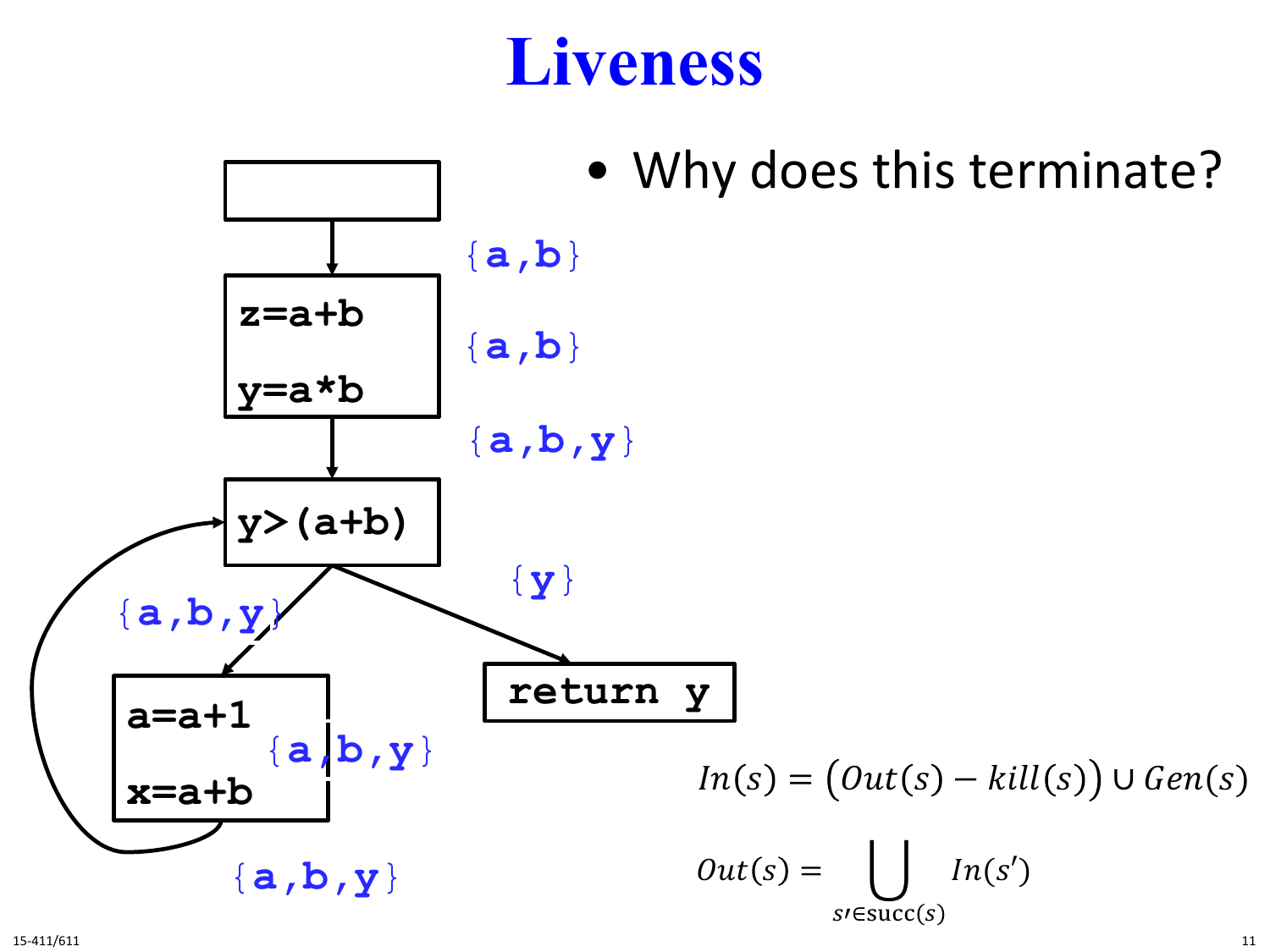# Liveness

- Why does this terminate?

```
[ ]
  |   {a,b}
  v
z=a+b
      {a,b}
y=a*b
  |   {a,b,y}
  v
y>(a+b)  <--------------+
  |  \                  |
  |   \  {y}            |
  |    v                |
  |   return y          |
  | {a,b,y}             |
  v                     |
a=a+1                   |
      {a,b,y}           |
x=a+b                   |
  |   {a,b,y}           |
  +---------------------+
```

$$In(s) = \left(Out(s) - kill(s)\right) \cup Gen(s)$$

$$Out(s) = \bigcup_{s' \in \text{succ}(s)} In(s')$$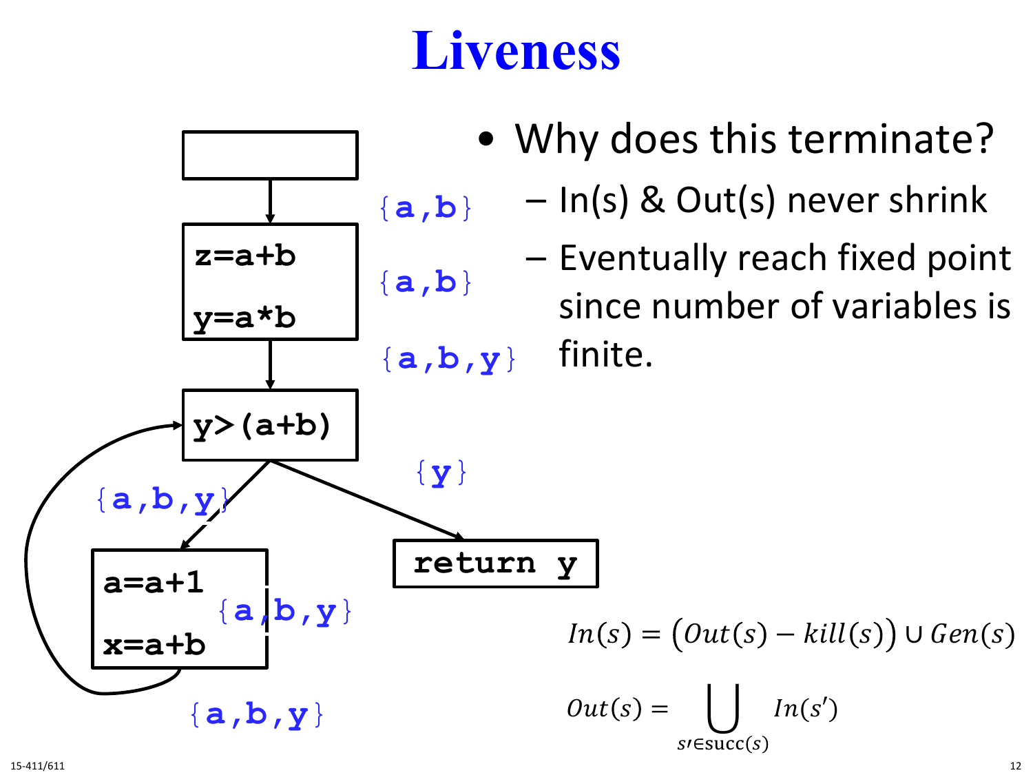# Liveness

```
z=a+b
y=a*b

y>(a+b)

a=a+1
x=a+b

return y
```

{a,b}

{a,b}

{a,b,y}

{a,b,y}

{y}

{a,b,y}

{a,b,y}

- Why does this terminate?
  - In(s) & Out(s) never shrink
  - Eventually reach fixed point since number of variables is finite.

$$In(s) = \big(Out(s) - kill(s)\big) \cup Gen(s)$$

$$Out(s) = \bigcup_{s' \in \mathrm{succ}(s)} In(s')$$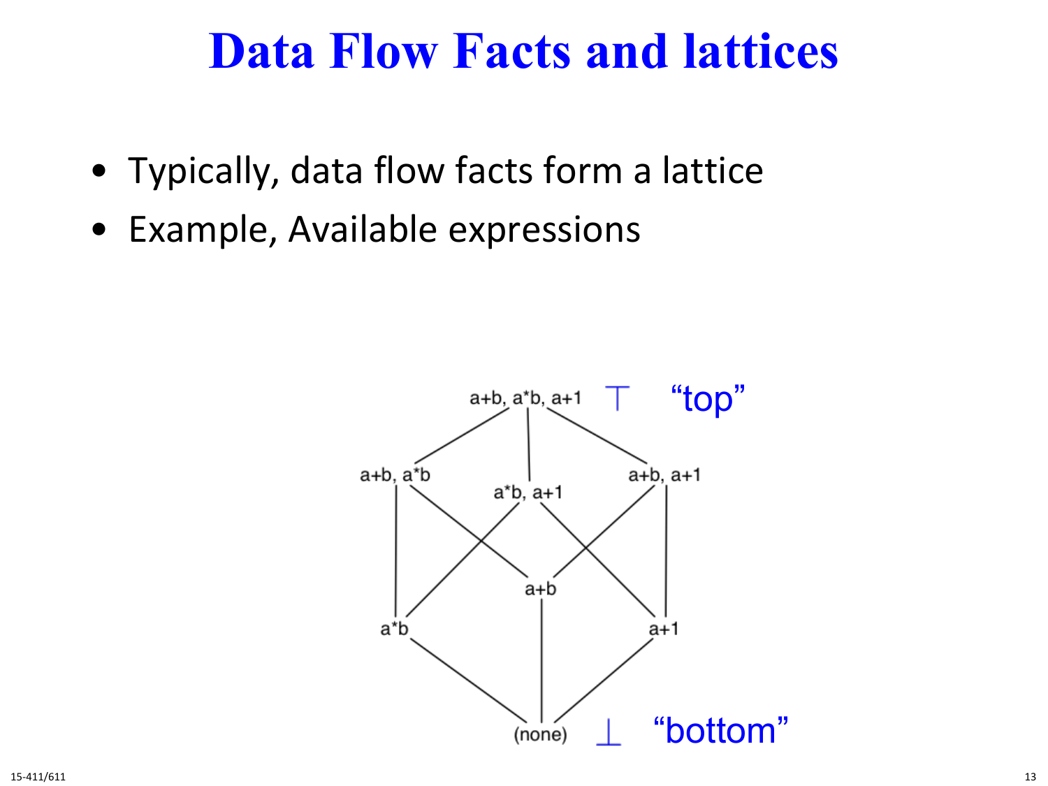# Data Flow Facts and lattices

- Typically, data flow facts form a lattice
- Example, Available expressions

a+b, a*b, a+1 ⊤ "top"

a+b, a*b

a*b, a+1

a+b, a+1

a+b

a*b

a+1

(none) ⊥ "bottom"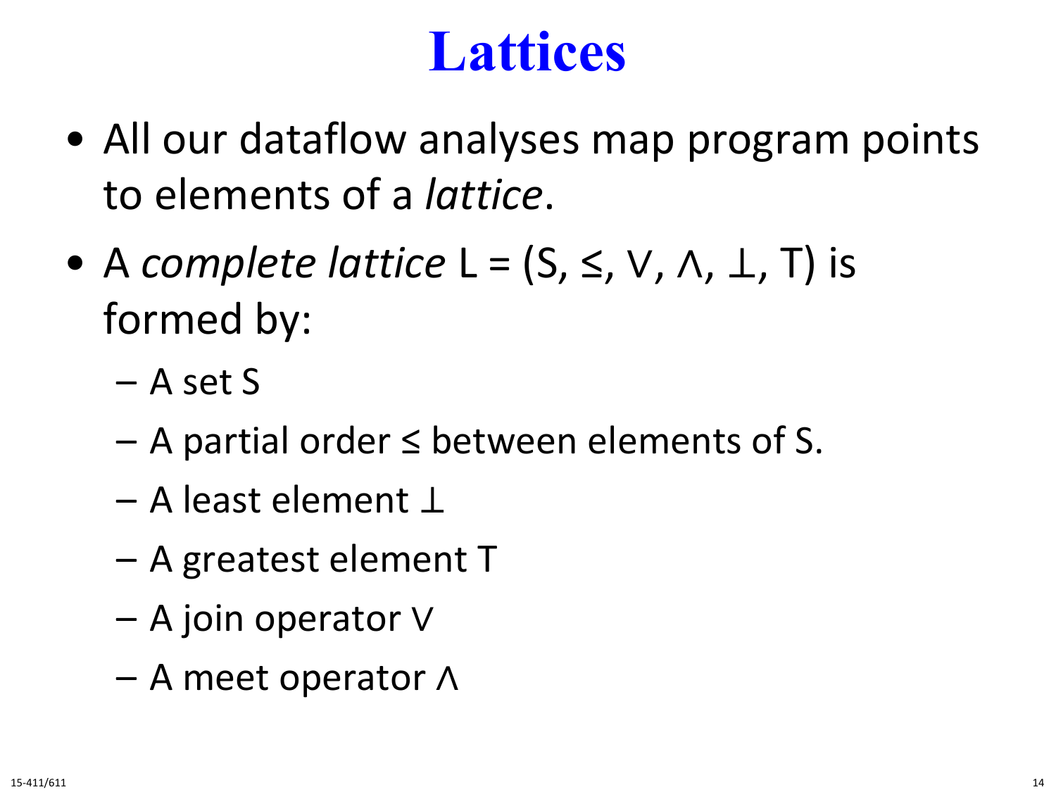# Lattices

- All our dataflow analyses map program points to elements of a *lattice*.
- A *complete lattice* $L = (S, \leq, \vee, \wedge, \bot, T)$ is formed by:
  - A set S
  - A partial order $\leq$ between elements of S.
  - A least element $\bot$
  - A greatest element T
  - A join operator $\vee$
  - A meet operator $\wedge$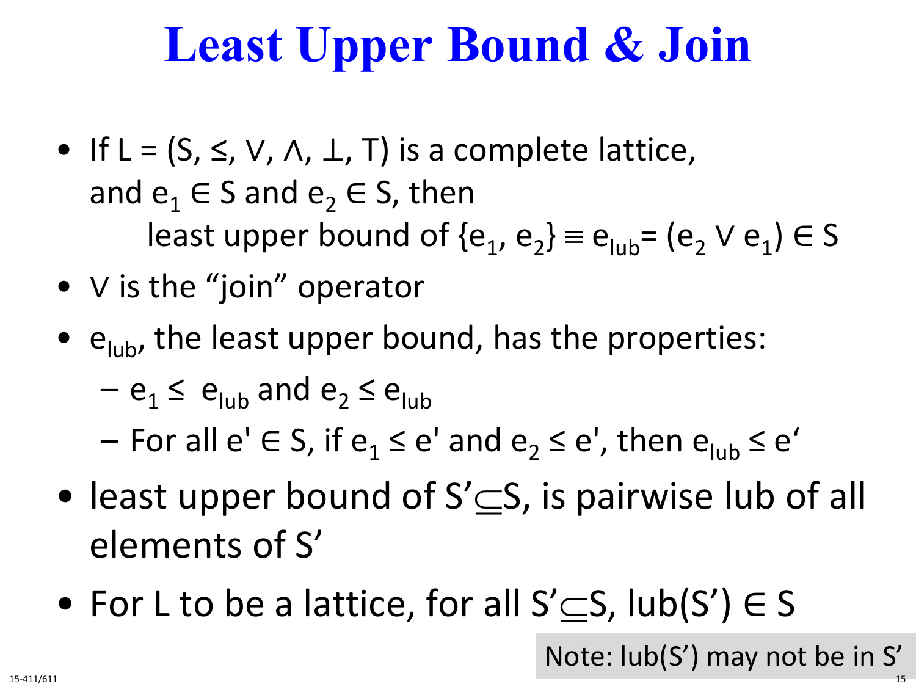# Least Upper Bound & Join

- If $L = (S, \leq, \vee, \wedge, \bot, \top)$ is a complete lattice, and $e_1 \in S$ and $e_2 \in S$, then

  least upper bound of $\{e_1, e_2\} \equiv e_{lub} = (e_2 \vee e_1) \in S$

- $\vee$ is the "join" operator
- $e_{lub}$, the least upper bound, has the properties:
  - $e_1 \leq e_{lub}$ and $e_2 \leq e_{lub}$
  - For all $e' \in S$, if $e_1 \leq e'$ and $e_2 \leq e'$, then $e_{lub} \leq e'$
- least upper bound of $S' \subseteq S$, is pairwise lub of all elements of $S'$
- For L to be a lattice, for all $S' \subseteq S$, $lub(S') \in S$

Note: lub(S') may not be in S'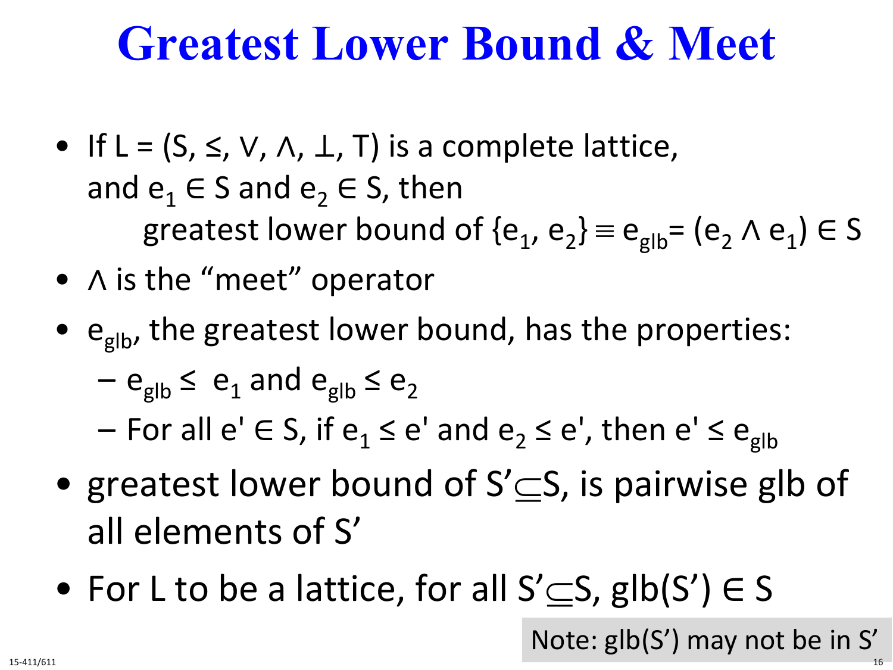# Greatest Lower Bound & Meet

- If $L = (S, \leq, \vee, \wedge, \bot, \top)$ is a complete lattice, and $e_1 \in S$ and $e_2 \in S$, then
  greatest lower bound of $\{e_1, e_2\} \equiv e_{glb} = (e_2 \wedge e_1) \in S$
- $\wedge$ is the "meet" operator
- $e_{glb}$, the greatest lower bound, has the properties:
  - $e_{glb} \leq e_1$ and $e_{glb} \leq e_2$
  - For all $e' \in S$, if $e_1 \leq e'$ and $e_2 \leq e'$, then $e' \leq e_{glb}$
- greatest lower bound of $S' \subseteq S$, is pairwise glb of all elements of $S'$
- For L to be a lattice, for all $S' \subseteq S$, $glb(S') \in S$

Note: $glb(S')$ may not be in $S'$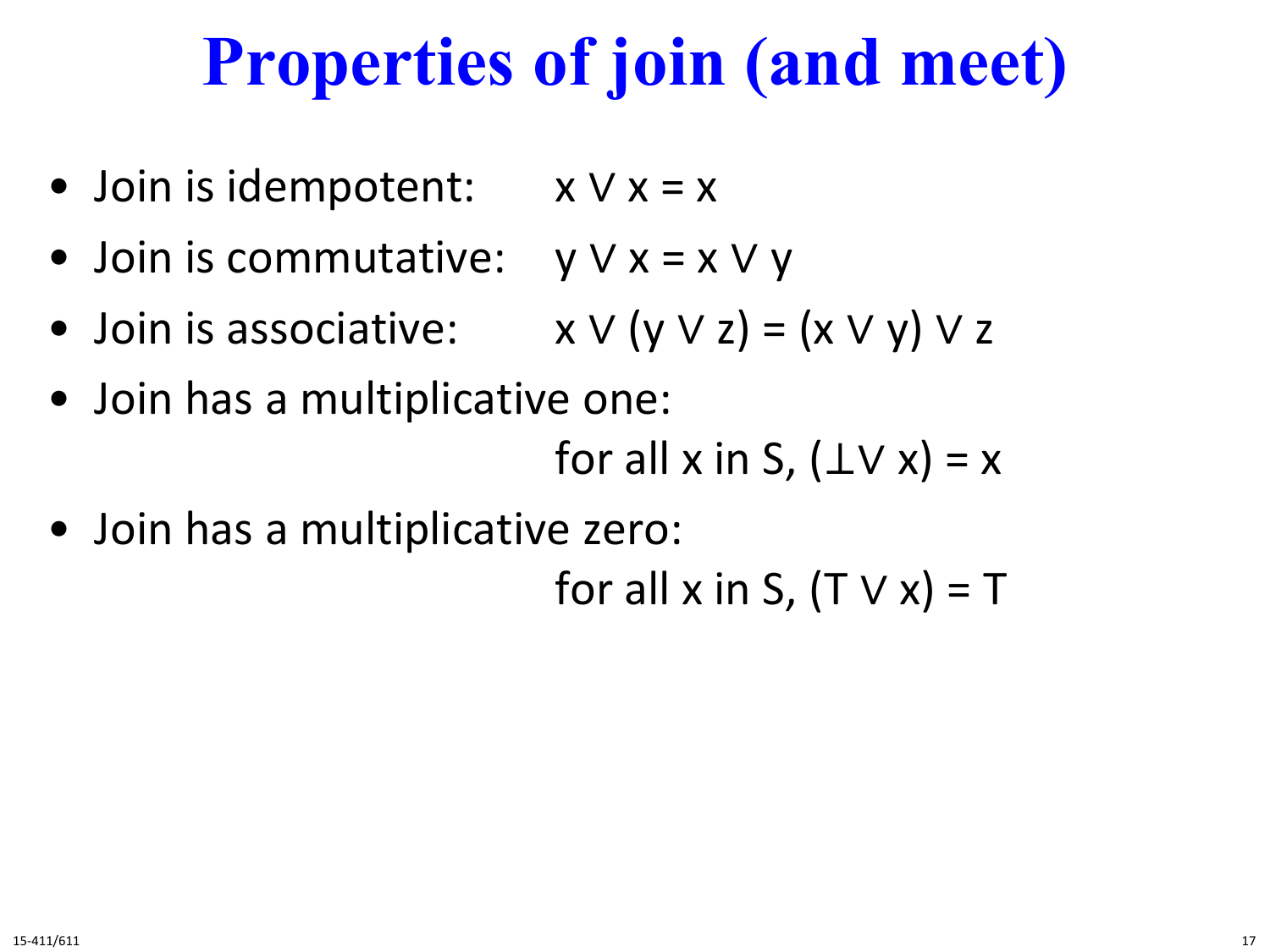# Properties of join (and meet)

- Join is idempotent: $x \vee x = x$
- Join is commutative: $y \vee x = x \vee y$
- Join is associative: $x \vee (y \vee z) = (x \vee y) \vee z$
- Join has a multiplicative one:

  for all x in S, $(\bot \vee x) = x$
- Join has a multiplicative zero:

  for all x in S, $(T \vee x) = T$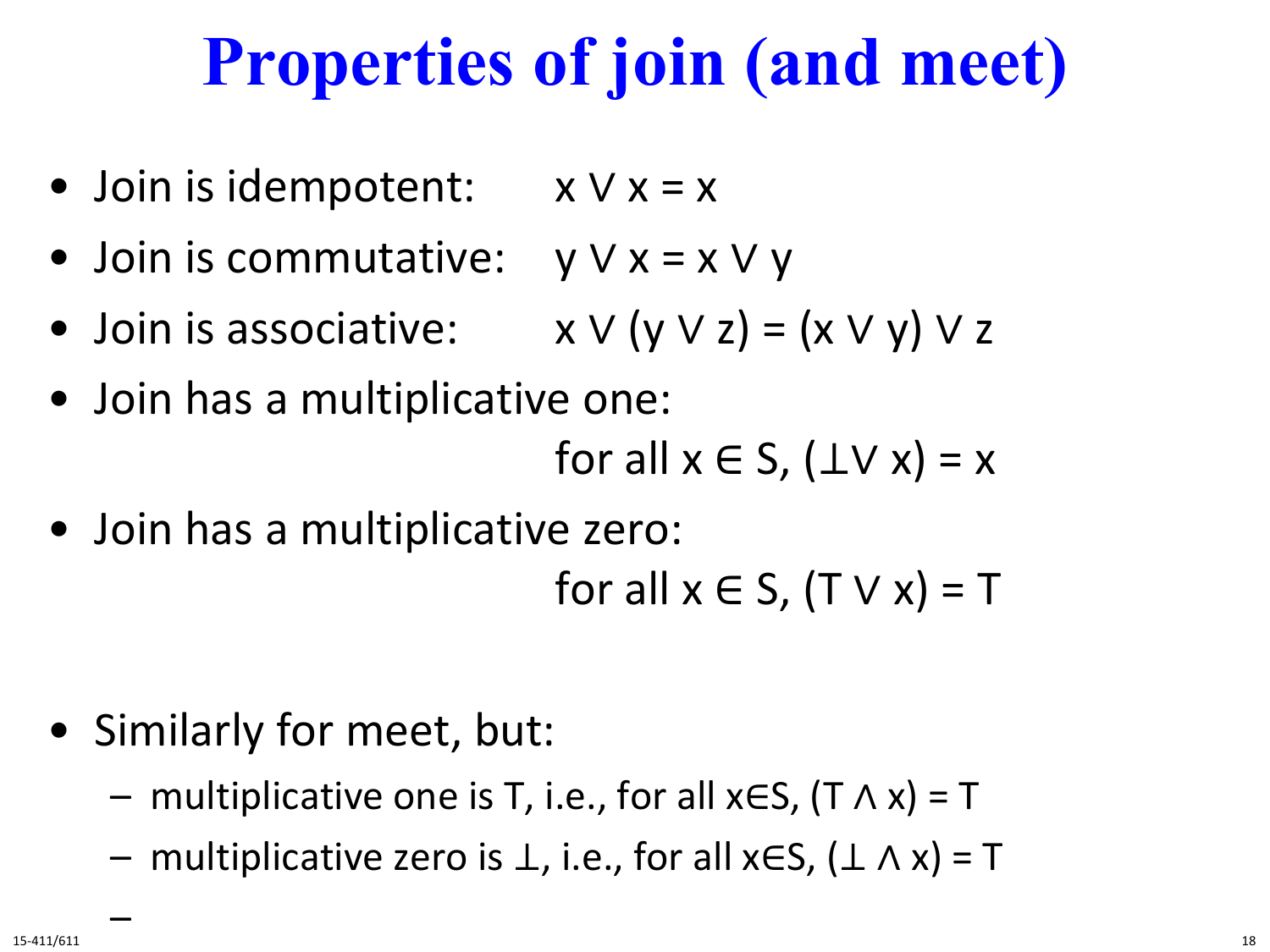# Properties of join (and meet)

- Join is idempotent: $x \vee x = x$
- Join is commutative: $y \vee x = x \vee y$
- Join is associative: $x \vee (y \vee z) = (x \vee y) \vee z$
- Join has a multiplicative one:

  for all $x \in S$, $(\bot \vee x) = x$

- Join has a multiplicative zero:

  for all $x \in S$, $(T \vee x) = T$

- Similarly for meet, but:
  - multiplicative one is T, i.e., for all $x \in S$, $(T \wedge x) = T$
  - multiplicative zero is $\bot$, i.e., for all $x \in S$, $(\bot \wedge x) = T$
  -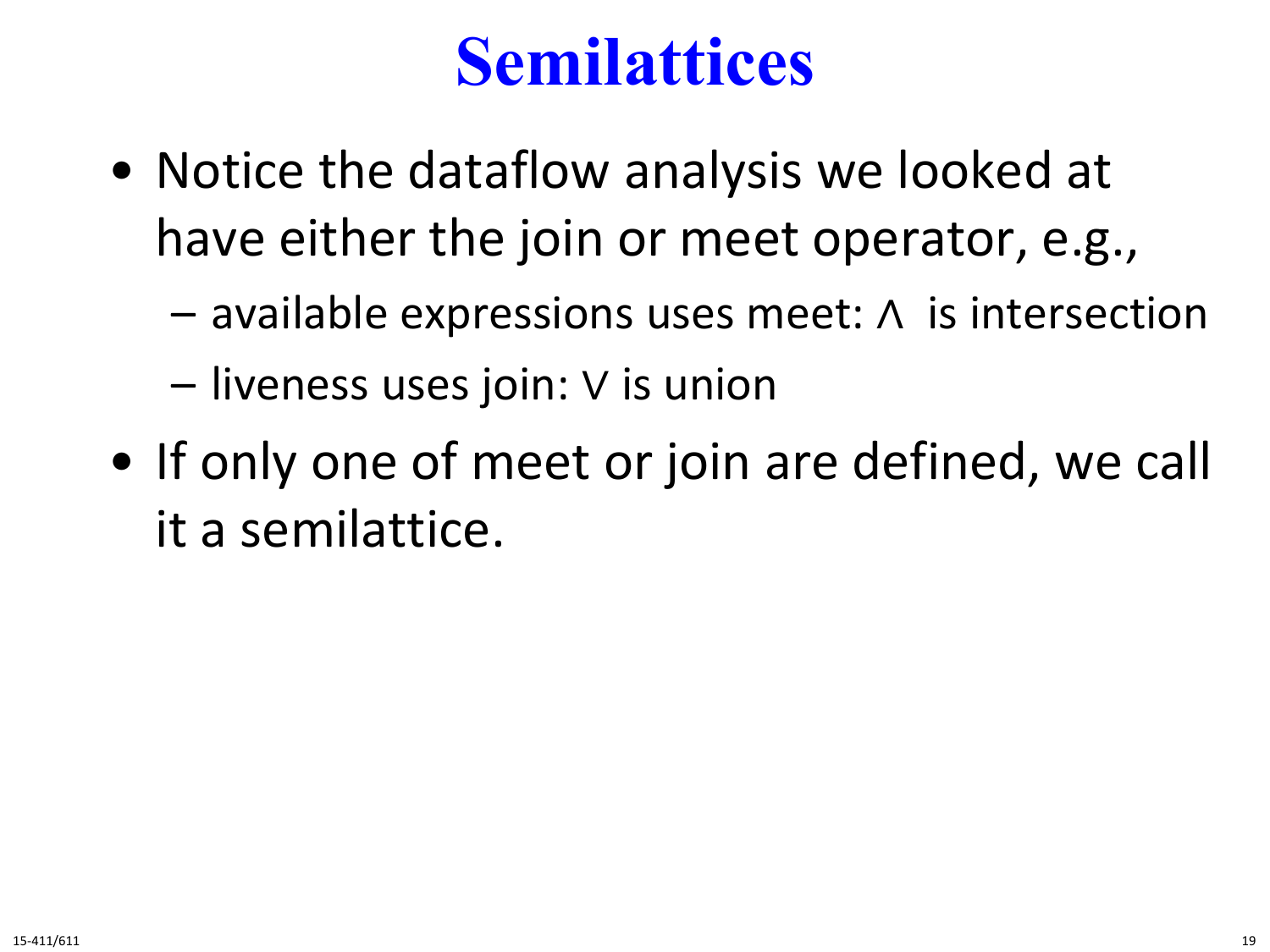# Semilattices

- Notice the dataflow analysis we looked at have either the join or meet operator, e.g.,
  - available expressions uses meet: $\wedge$ is intersection
  - liveness uses join: $\vee$ is union
- If only one of meet or join are defined, we call it a semilattice.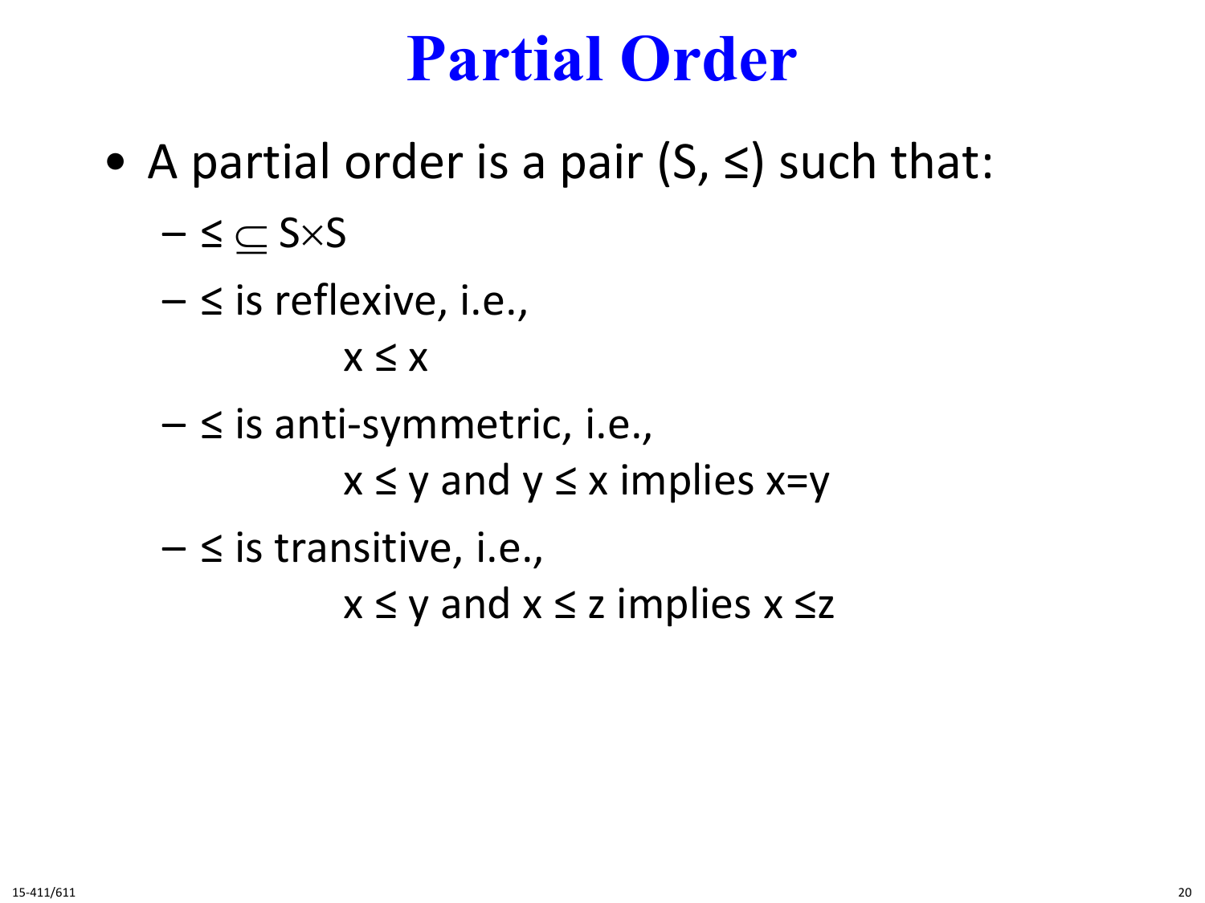# Partial Order

- A partial order is a pair $(S, \leq)$ such that:
  - $\leq \subseteq S \times S$
  - $\leq$ is reflexive, i.e.,

    $x \leq x$
  - $\leq$ is anti-symmetric, i.e.,

    $x \leq y$ and $y \leq x$ implies $x = y$
  - $\leq$ is transitive, i.e.,

    $x \leq y$ and $x \leq z$ implies $x \leq z$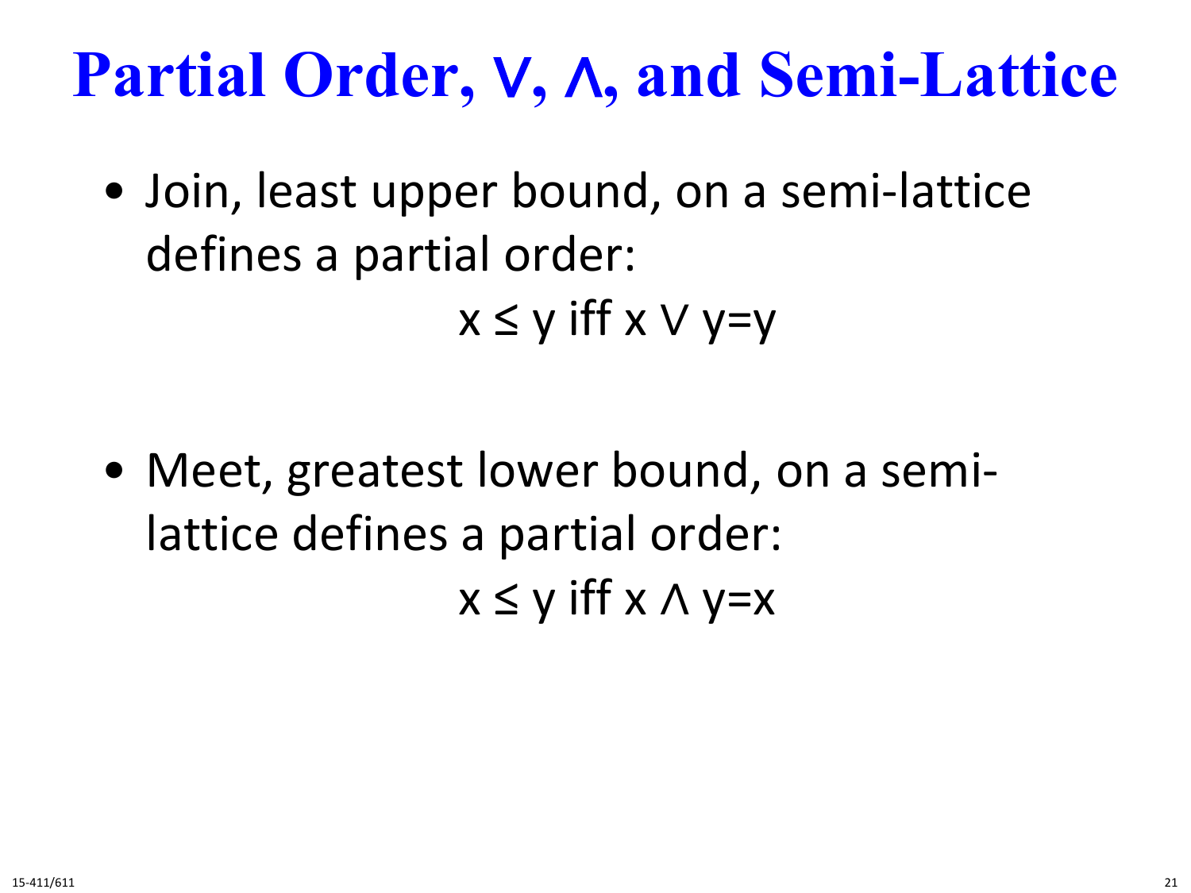# Partial Order, $\vee$, $\wedge$, and Semi-Lattice

- Join, least upper bound, on a semi-lattice defines a partial order:

$$x \leq y \text{ iff } x \vee y = y$$

- Meet, greatest lower bound, on a semi-lattice defines a partial order:

$$x \leq y \text{ iff } x \wedge y = x$$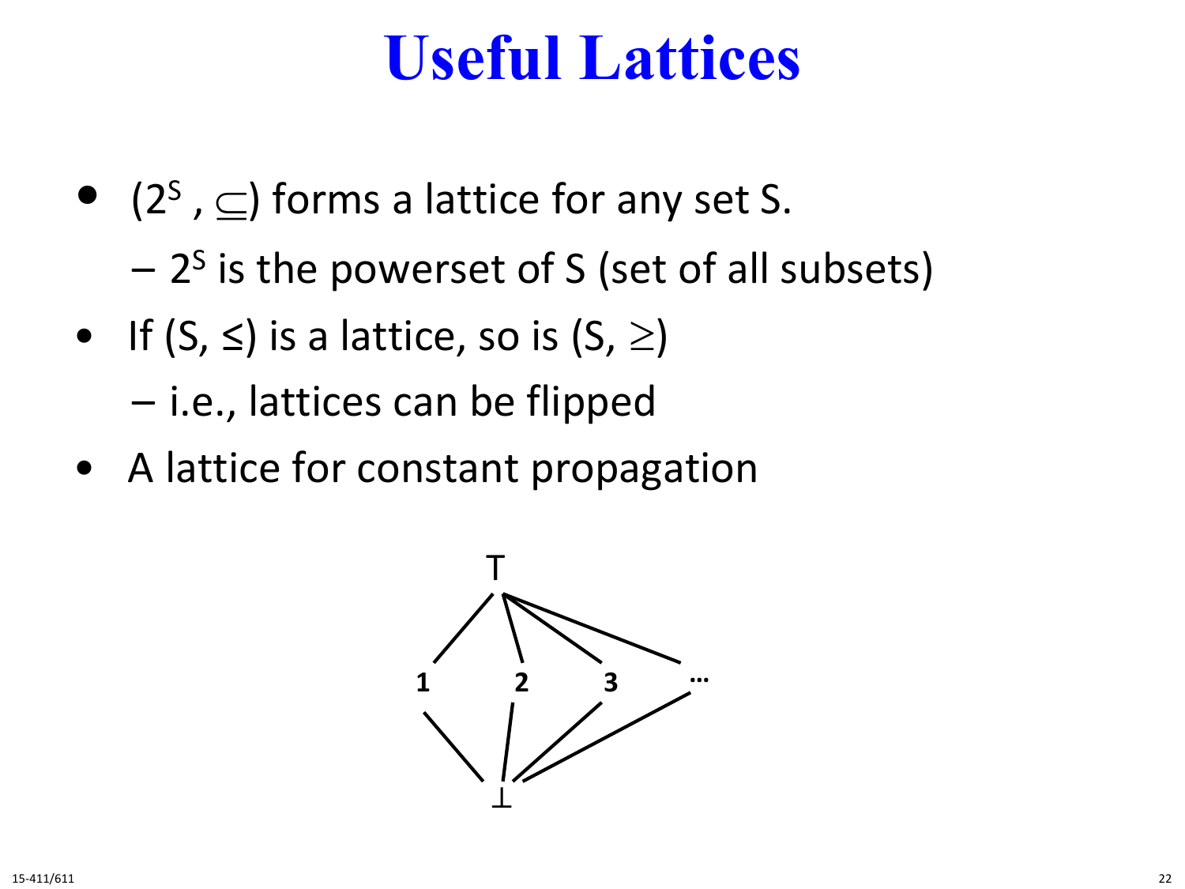# Useful Lattices

- $(2^S, \subseteq)$ forms a lattice for any set S.
  - $2^S$ is the powerset of S (set of all subsets)
- If $(S, \leq)$ is a lattice, so is $(S, \geq)$
  - i.e., lattices can be flipped
- A lattice for constant propagation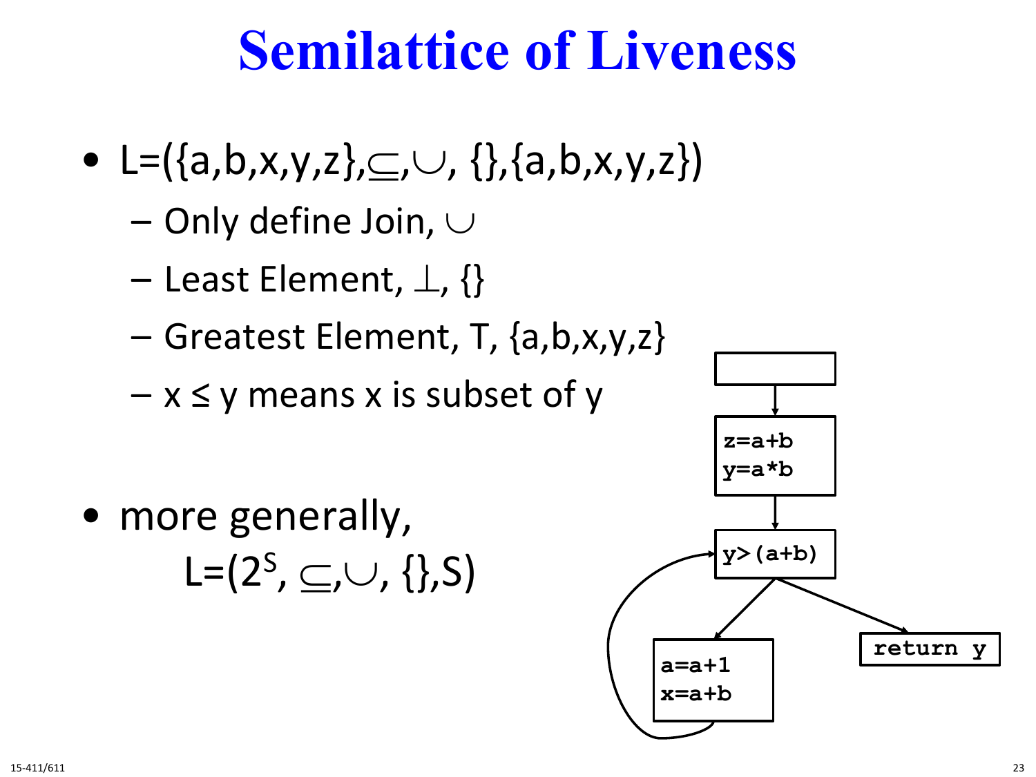# Semilattice of Liveness

- $L=(\{a,b,x,y,z\},\subseteq,\cup, \{\},\{a,b,x,y,z\})$
  - Only define Join, $\cup$
  - Least Element, $\bot$, {}
  - Greatest Element, T, {a,b,x,y,z}
  - $x \leq y$ means x is subset of y
- more generally,
  $L=(2^S, \subseteq,\cup, \{\},S)$

```
z=a+b
y=a*b
```

```
y>(a+b)
```

```
a=a+1
x=a+b
```

```
return y
```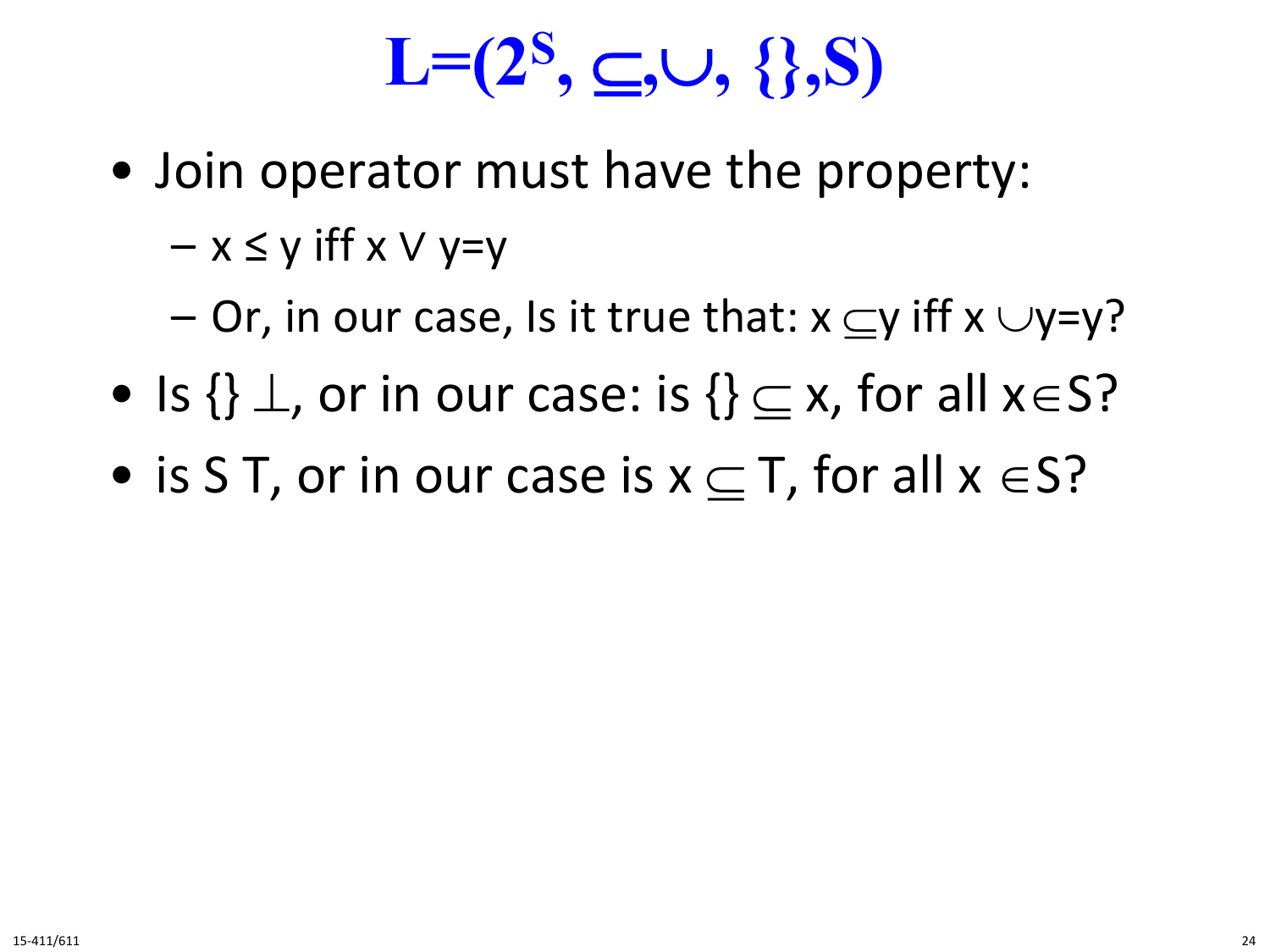# $L=(2^S, \subseteq, \cup, \{\}, S)$

- Join operator must have the property:
  - $x \leq y$ iff $x \vee y = y$
  - Or, in our case, Is it true that: $x \subseteq y$ iff $x \cup y = y$?
- Is $\{\}$ $\perp$, or in our case: is $\{\} \subseteq x$, for all $x \in S$?
- is S T, or in our case is $x \subseteq T$, for all $x \in S$?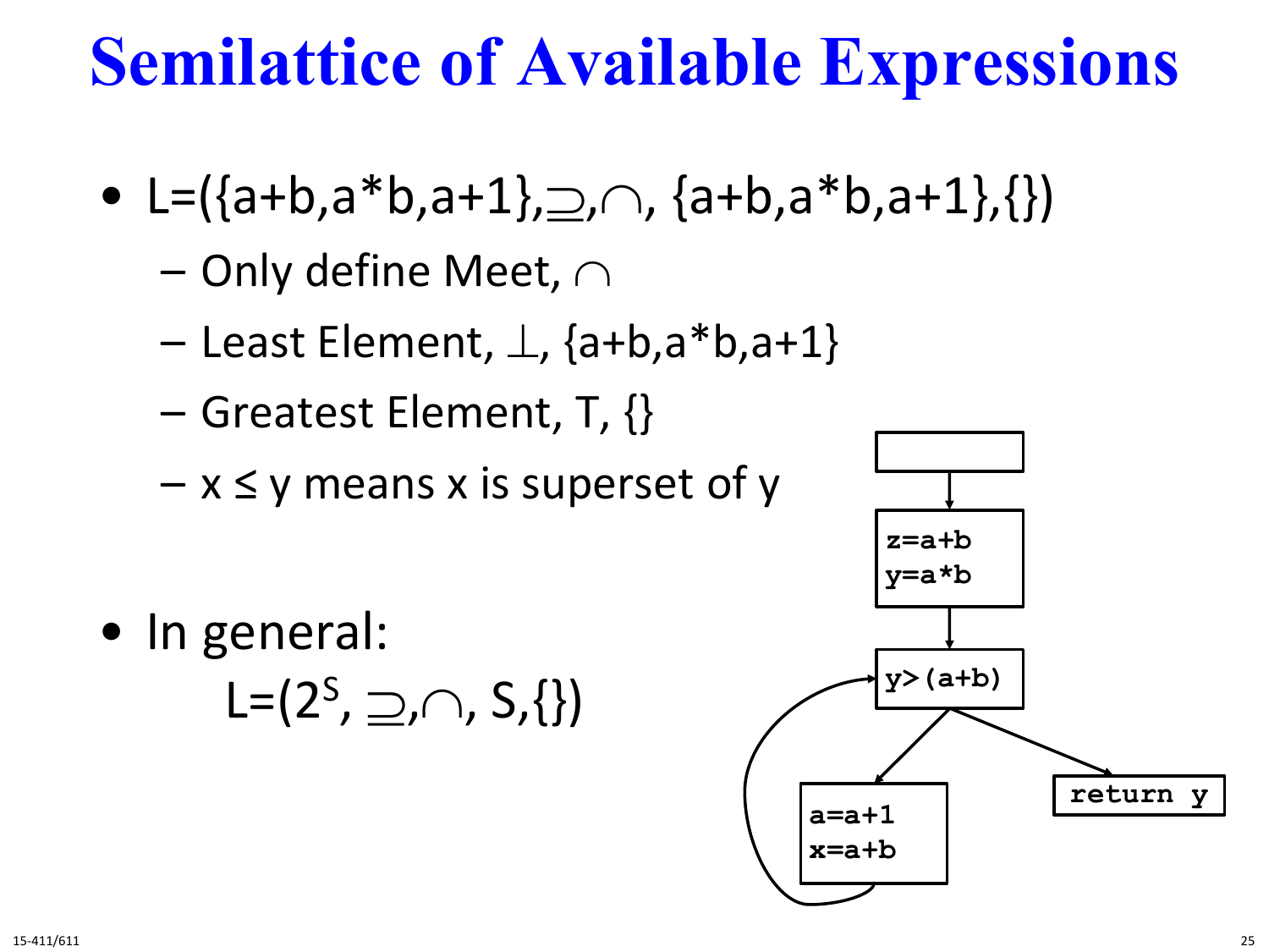# Semilattice of Available Expressions

- $L=(\{a+b, a*b, a+1\}, \supseteq, \cap, \{a+b, a*b, a+1\}, \{\})$
  - Only define Meet, $\cap$
  - Least Element, $\perp$, {a+b,a*b,a+1}
  - Greatest Element, T, {}
  - $x \le y$ means x is superset of y
- In general:

  $L=(2^S, \supseteq, \cap, S, \{\})$

```
z=a+b
y=a*b
```

```
y>(a+b)
```

```
a=a+1
x=a+b
```

```
return y
```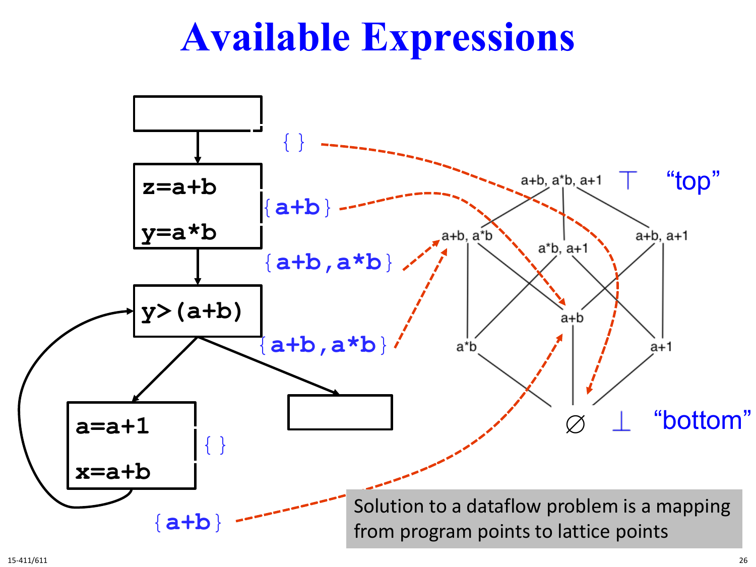# Available Expressions

```
z=a+b
y=a*b
```

```
y>(a+b)
```

```
a=a+1
x=a+b
```

{ }

{a+b}

{a+b,a*b}

{a+b,a*b}

{ }

{a+b}

a+b, a*b, a+1 ⊤ "top"

a+b, a*b     a*b, a+1     a+b, a+1

a+b

a*b     a+1

∅ ⊥ "bottom"

Solution to a dataflow problem is a mapping from program points to lattice points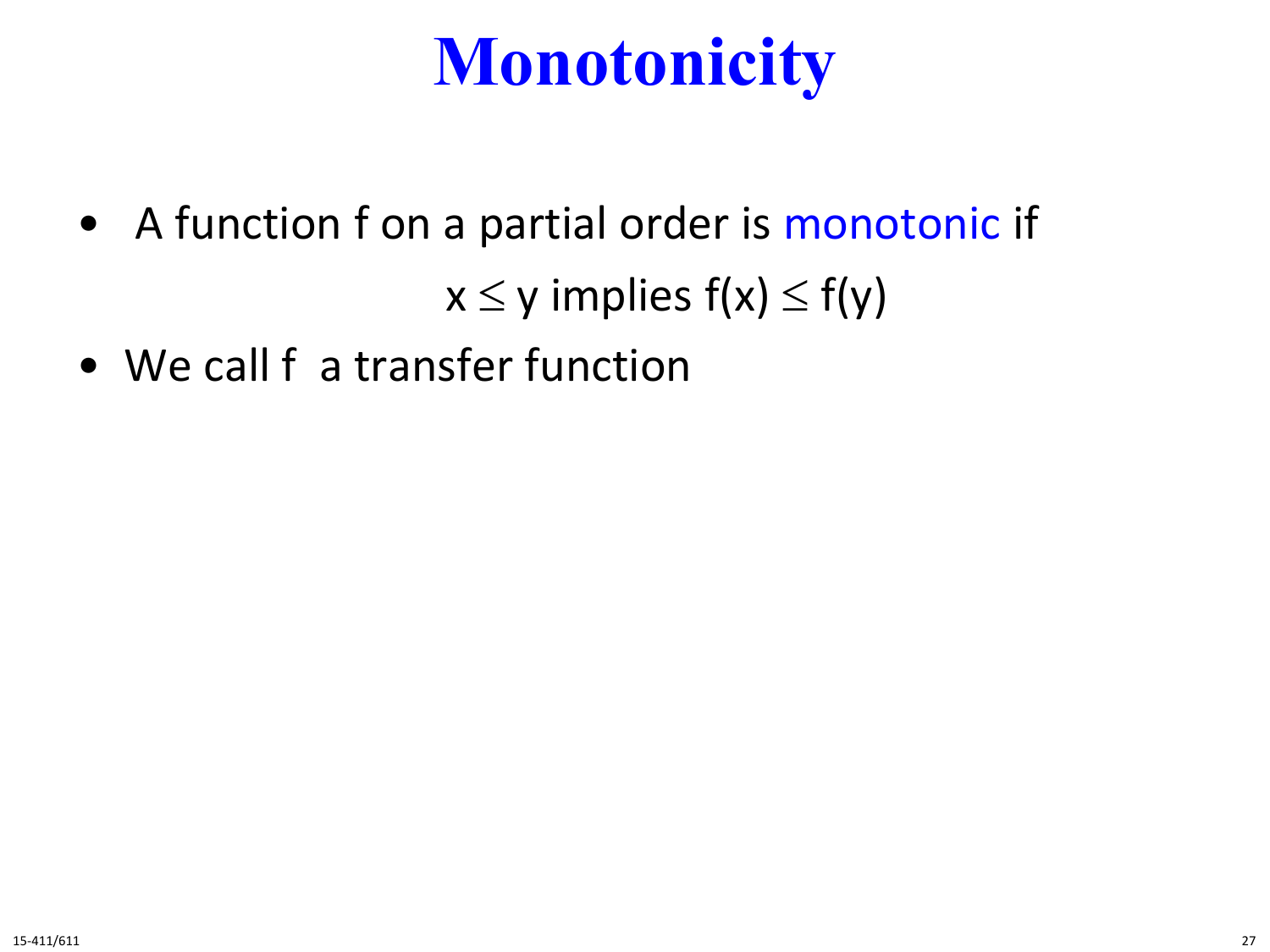# Monotonicity

- A function f on a partial order is monotonic if

  $$x \leq y \text{ implies } f(x) \leq f(y)$$

- We call f a transfer function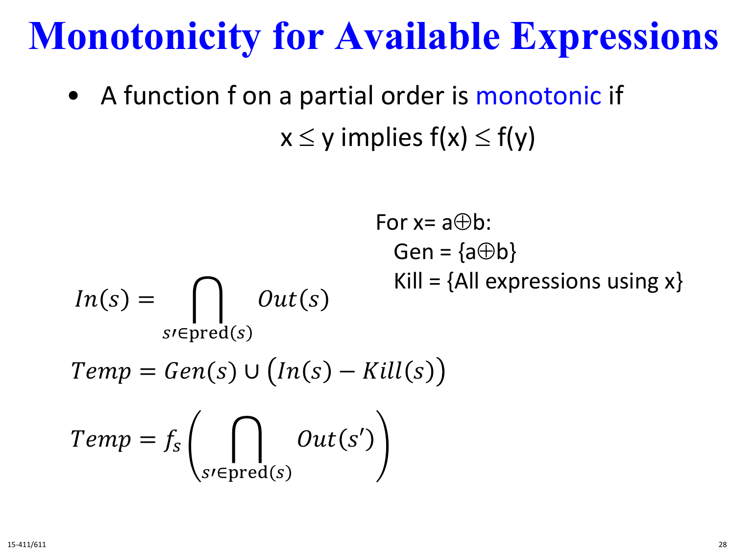# Monotonicity for Available Expressions

- A function f on a partial order is monotonic if

  x ≤ y implies f(x) ≤ f(y)

For x= a⊕b:

Gen = {a⊕b}

Kill = {All expressions using x}

$$In(s) = \bigcap_{s\prime \in \text{pred}(s)} Out(s)$$

$$Temp = Gen(s) \cup \left(In(s) - Kill(s)\right)$$

$$Temp = f_s\left(\bigcap_{s\prime \in \text{pred}(s)} Out(s')\right)$$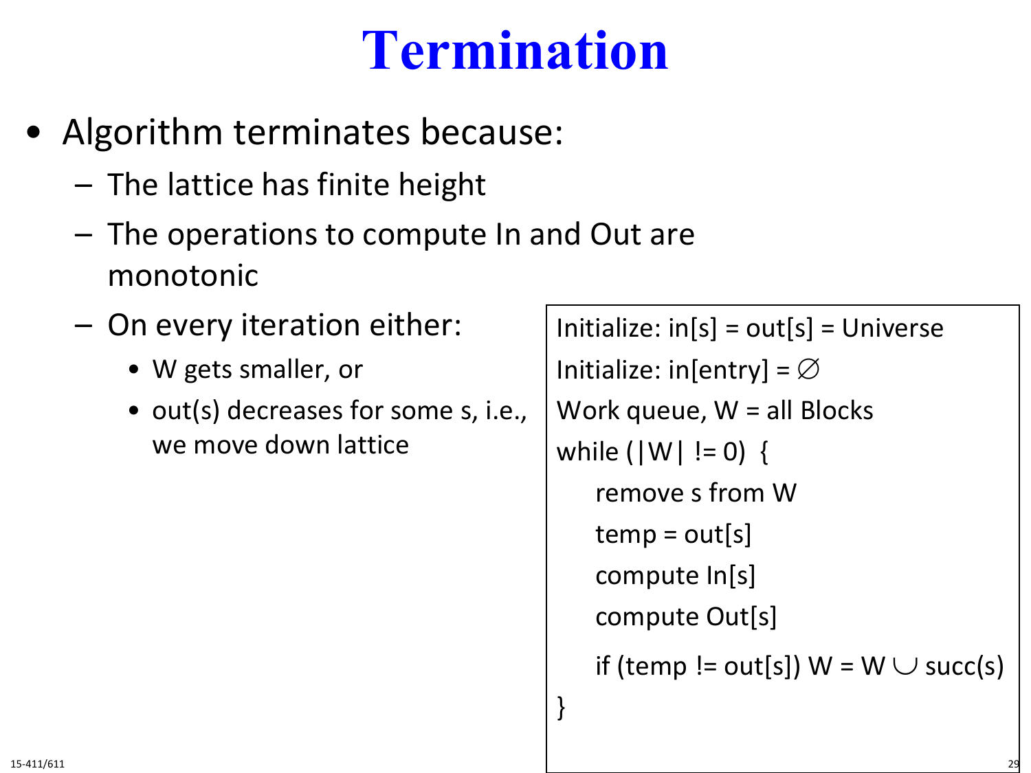# Termination

- Algorithm terminates because:
  - The lattice has finite height
  - The operations to compute In and Out are monotonic
  - On every iteration either:
    - W gets smaller, or
    - out(s) decreases for some s, i.e., we move down lattice

```
Initialize: in[s] = out[s] = Universe
Initialize: in[entry] = ∅
Work queue, W = all Blocks
while (|W| != 0)  {
    remove s from W
    temp = out[s]
    compute In[s]
    compute Out[s]
    if (temp != out[s]) W = W ∪ succ(s)
}
```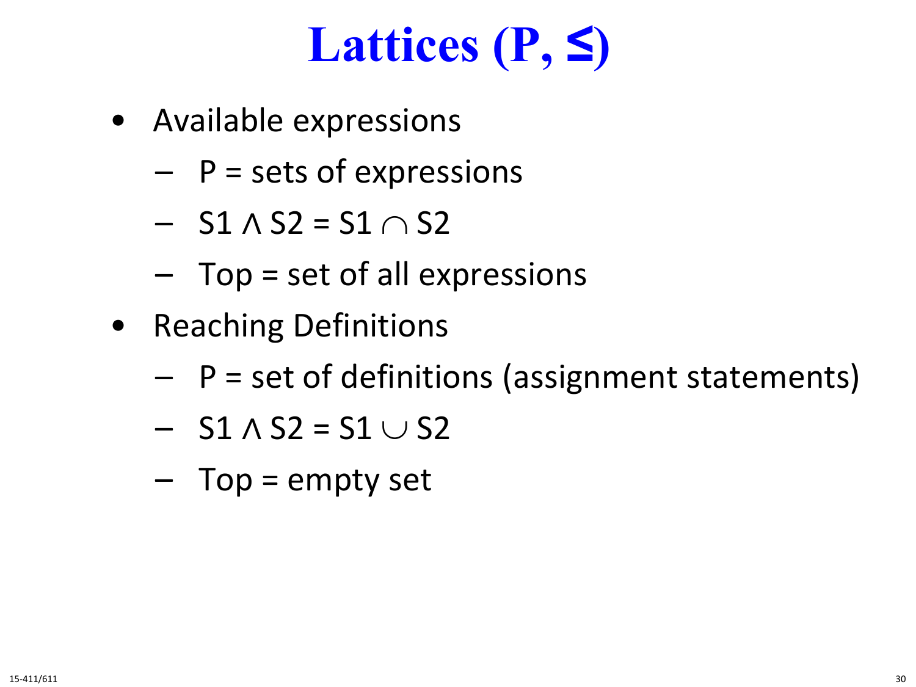# Lattices (P, ≤)

- Available expressions
  - P = sets of expressions
  - $S1 \wedge S2 = S1 \cap S2$
  - Top = set of all expressions
- Reaching Definitions
  - P = set of definitions (assignment statements)
  - $S1 \wedge S2 = S1 \cup S2$
  - Top = empty set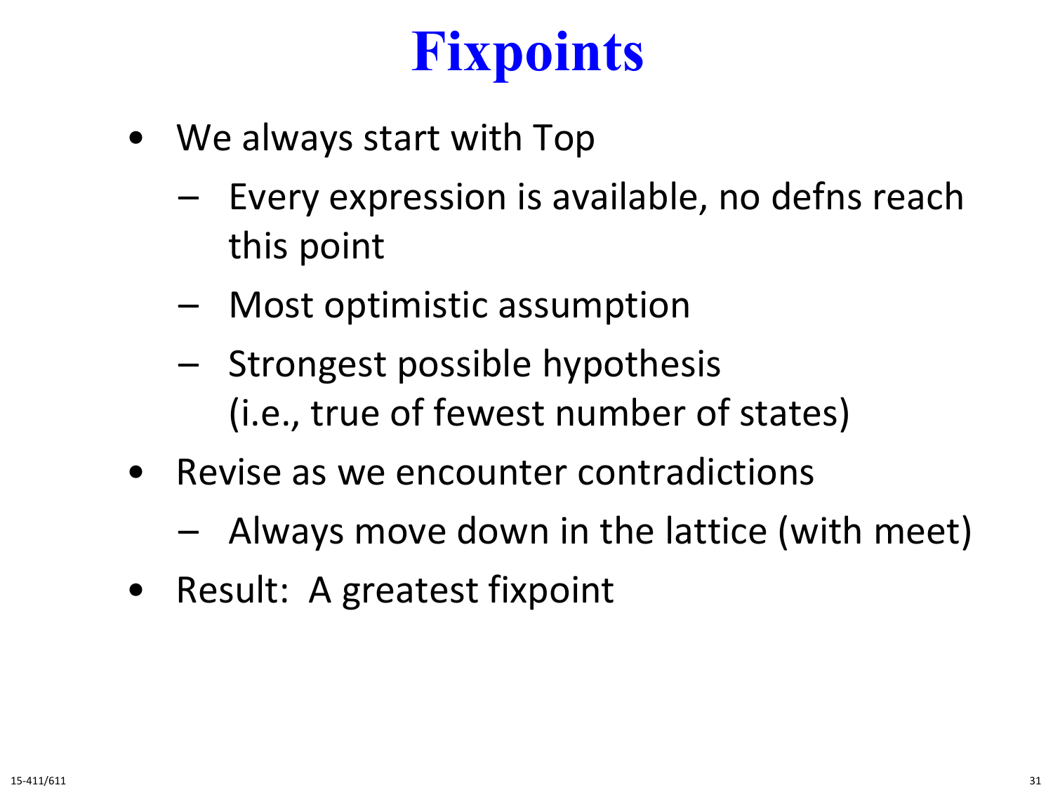# Fixpoints

- We always start with Top
  - Every expression is available, no defns reach this point
  - Most optimistic assumption
  - Strongest possible hypothesis (i.e., true of fewest number of states)
- Revise as we encounter contradictions
  - Always move down in the lattice (with meet)
- Result: A greatest fixpoint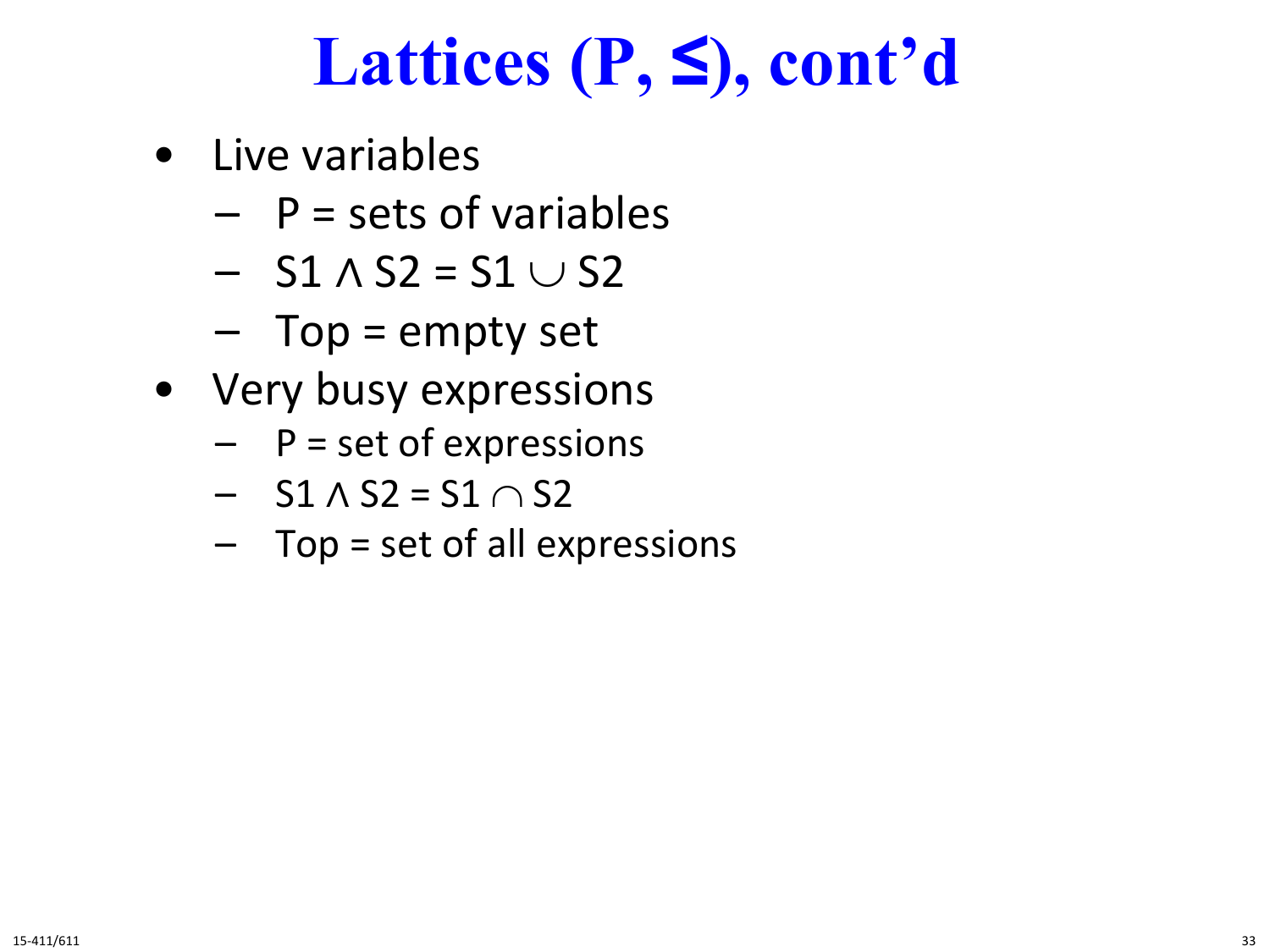# Lattices (P, ≤), cont'd

- Live variables
  - P = sets of variables
  - $S1 \wedge S2 = S1 \cup S2$
  - Top = empty set
- Very busy expressions
  - P = set of expressions
  - $S1 \wedge S2 = S1 \cap S2$
  - Top = set of all expressions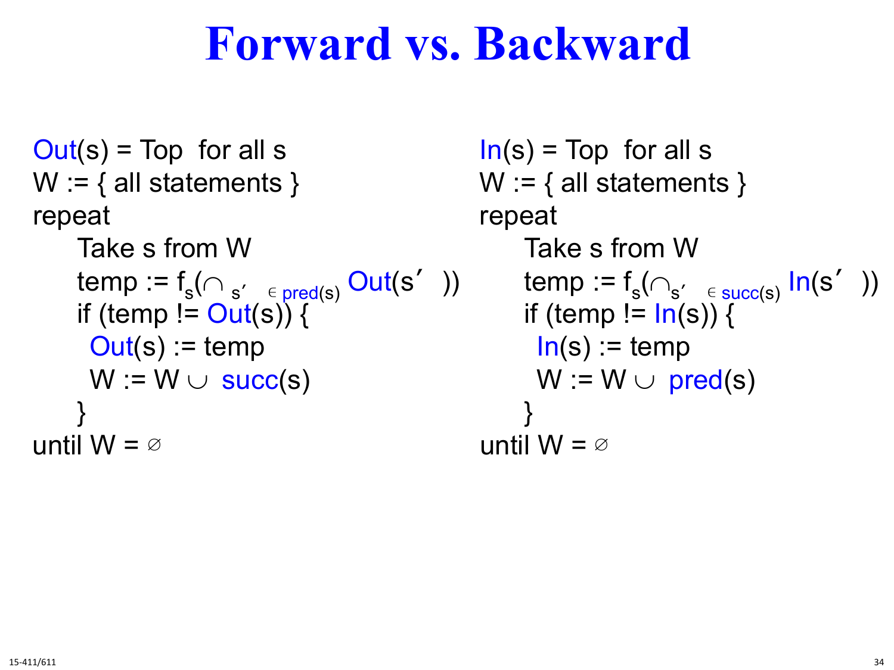# Forward vs. Backward

```
Out(s) = Top  for all s
W := { all statements }
repeat
    Take s from W
    temp := f_s(∩_{s′ ∈ pred(s)} Out(s′))
    if (temp != Out(s)) {
     Out(s) := temp
     W := W ∪ succ(s)
    }
until W = ∅
```

```
In(s) = Top  for all s
W := { all statements }
repeat
    Take s from W
    temp := f_s(∩_{s′ ∈ succ(s)} In(s′))
    if (temp != In(s)) {
     In(s) := temp
     W := W ∪ pred(s)
    }
until W = ∅
```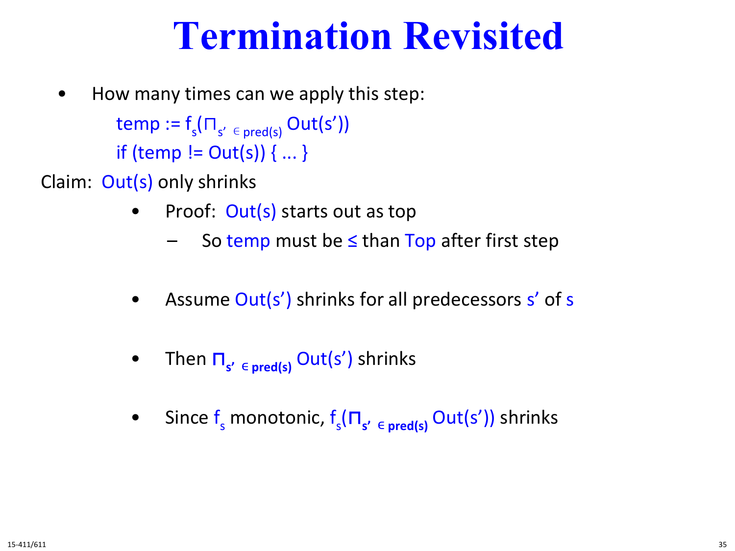# Termination Revisited

- How many times can we apply this step:

```
temp := f_s(⊓_{s' ∈ pred(s)} Out(s'))
if (temp != Out(s)) { ... }
```

Claim: $Out(s)$ only shrinks

- Proof: $Out(s)$ starts out as top
  - So $temp$ must be $\leq$ than $Top$ after first step
- Assume $Out(s')$ shrinks for all predecessors $s'$ of $s$
- Then $\sqcap_{s' \in pred(s)} Out(s')$ shrinks
- Since $f_s$ monotonic, $f_s(\sqcap_{s' \in pred(s)} Out(s'))$ shrinks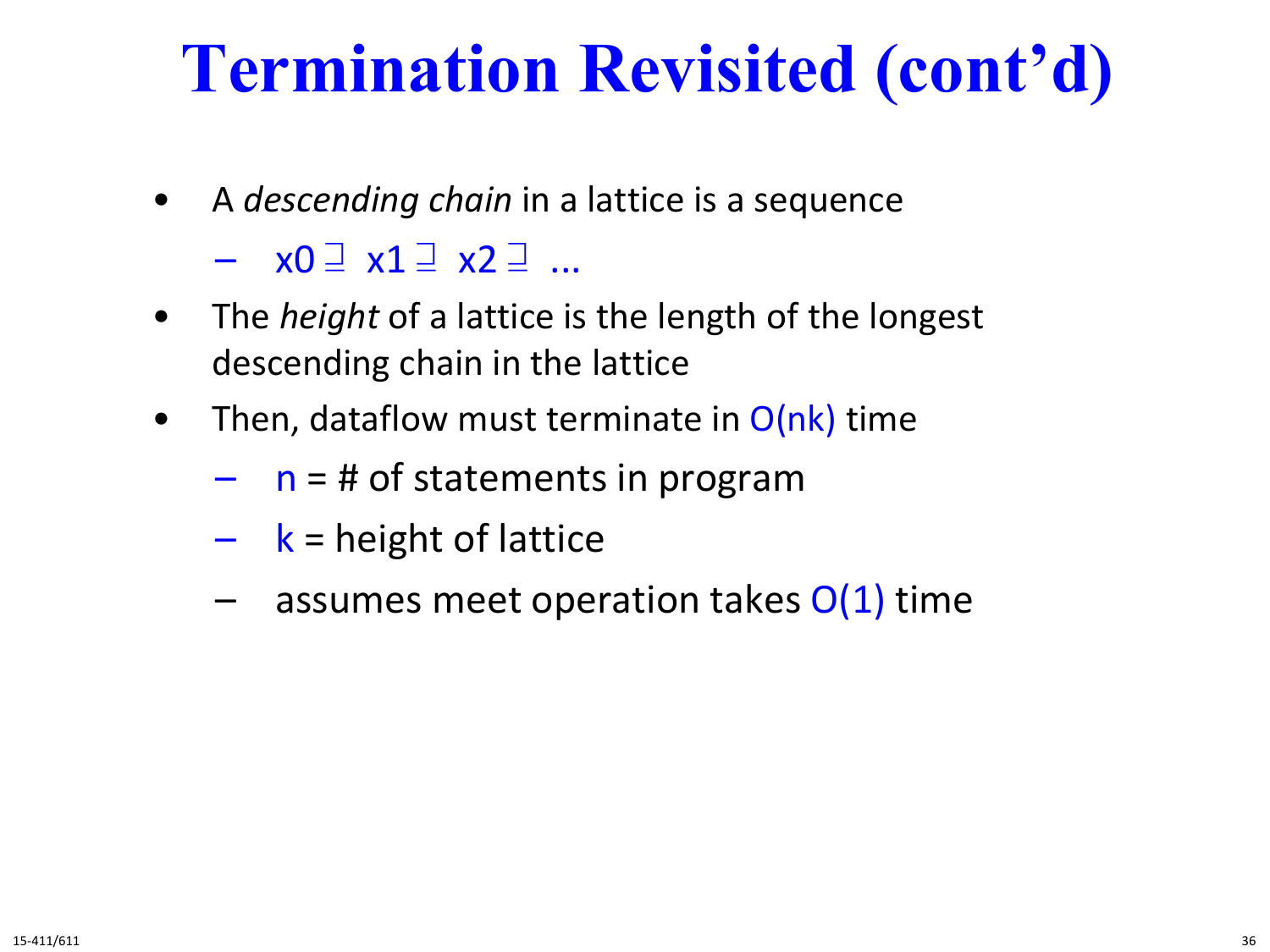# Termination Revisited (cont'd)

- A *descending chain* in a lattice is a sequence
  - $x0 \sqsupseteq x1 \sqsupseteq x2 \sqsupseteq \ldots$
- The *height* of a lattice is the length of the longest descending chain in the lattice
- Then, dataflow must terminate in $O(nk)$ time
  - $n$ = # of statements in program
  - $k$ = height of lattice
  - assumes meet operation takes $O(1)$ time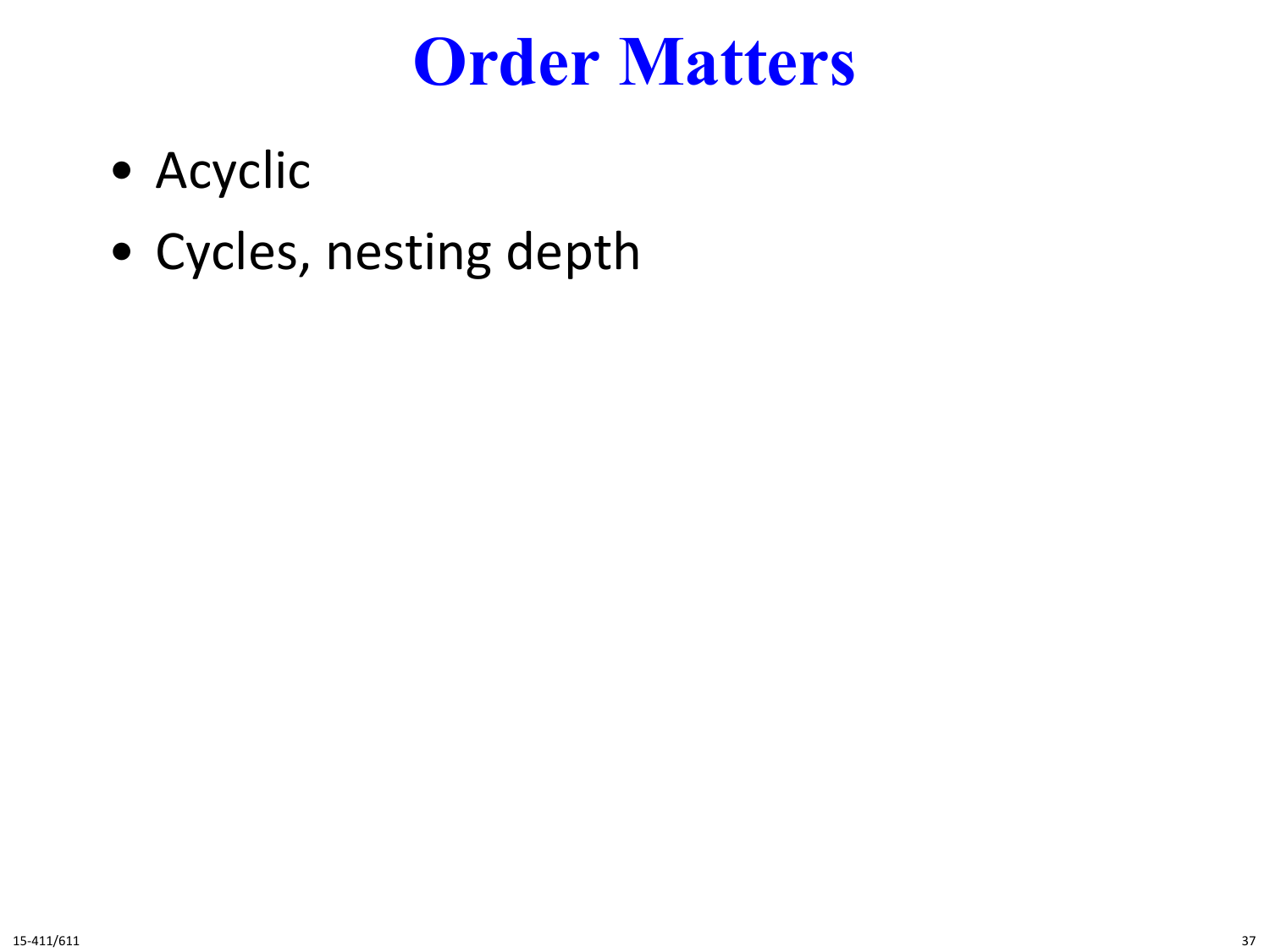# Order Matters

- Acyclic
- Cycles, nesting depth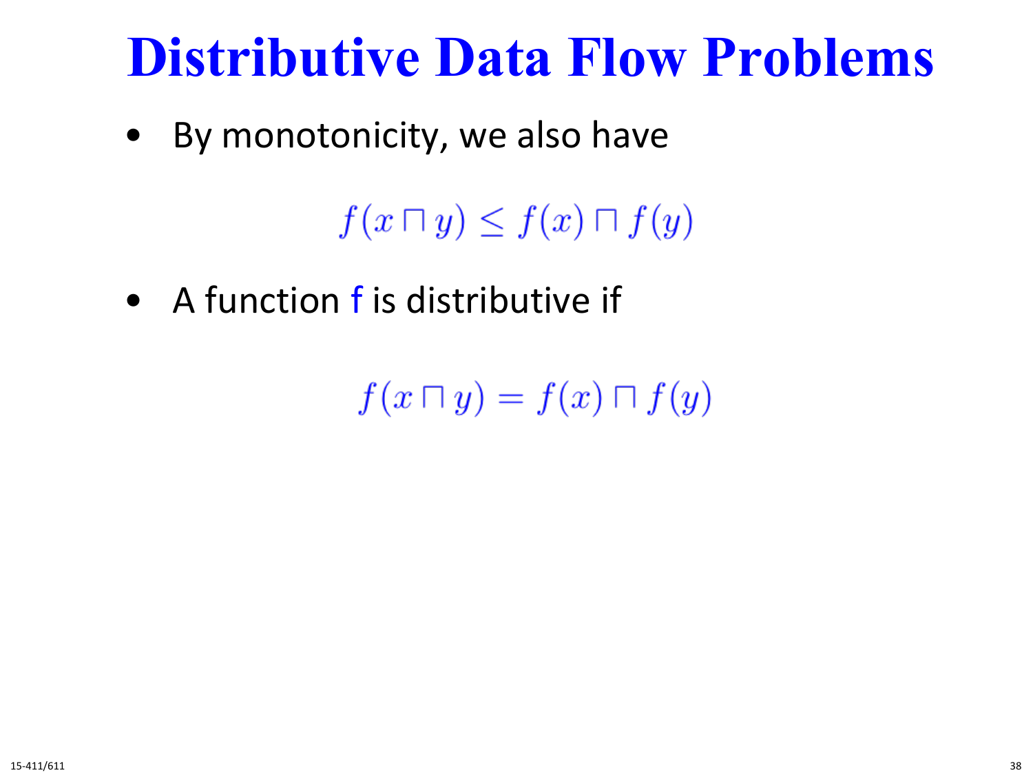# Distributive Data Flow Problems

- By monotonicity, we also have

$$f(x \sqcap y) \leq f(x) \sqcap f(y)$$

- A function f is distributive if

$$f(x \sqcap y) = f(x) \sqcap f(y)$$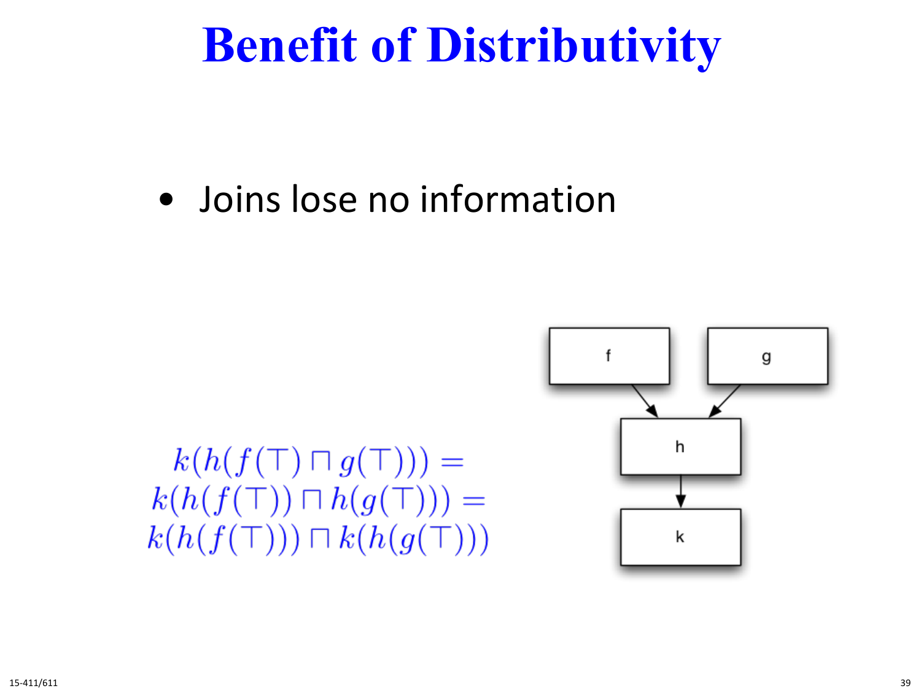# Benefit of Distributivity

- Joins lose no information

$$
\begin{aligned}
&k(h(f(\top) \sqcap g(\top))) = \\
&k(h(f(\top)) \sqcap h(g(\top))) = \\
&k(h(f(\top))) \sqcap k(h(g(\top)))
\end{aligned}
$$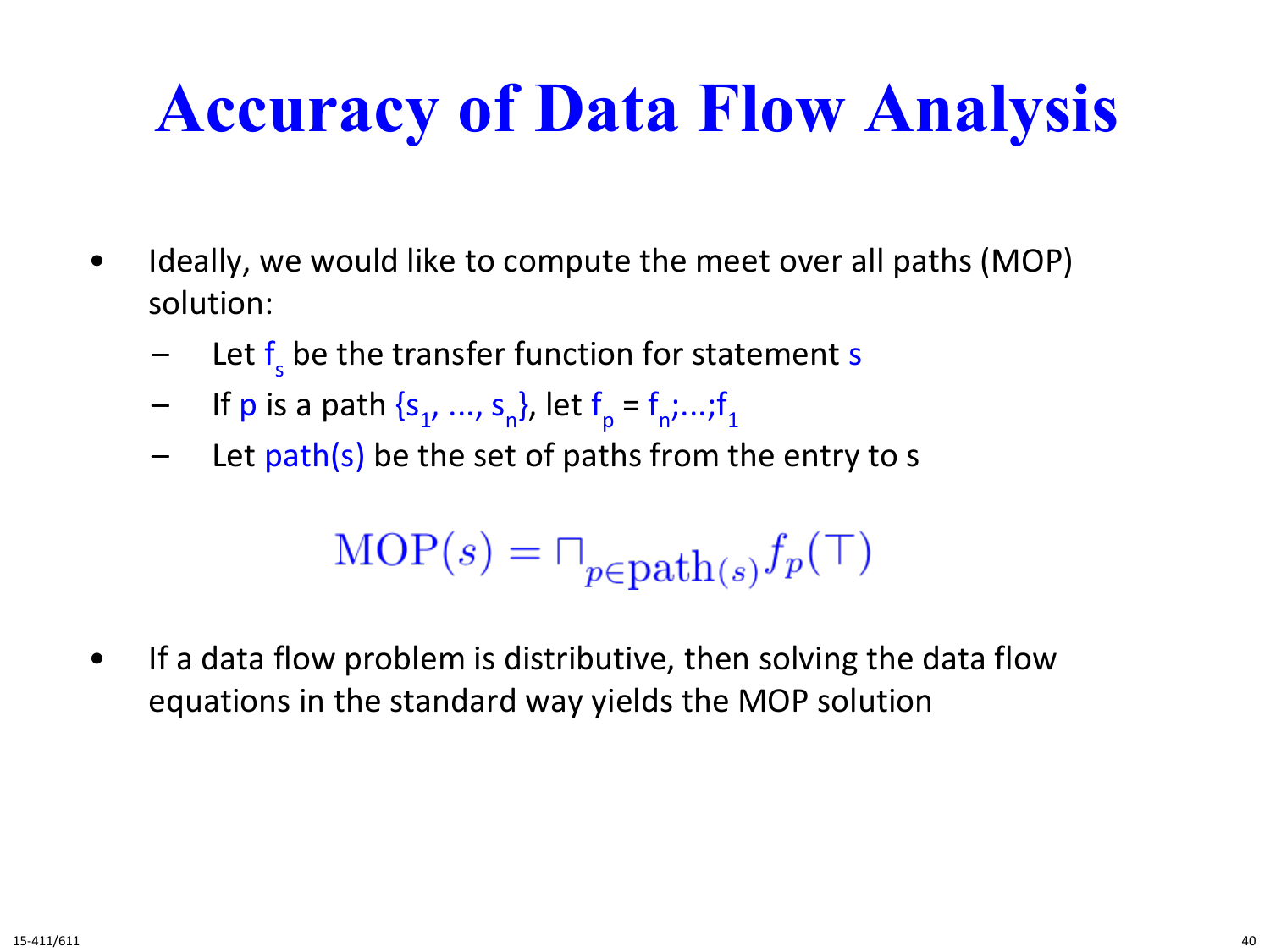# Accuracy of Data Flow Analysis

- Ideally, we would like to compute the meet over all paths (MOP) solution:
  - Let $f_s$ be the transfer function for statement $s$
  - If $p$ is a path $\{s_1, ..., s_n\}$, let $f_p = f_n;...;f_1$
  - Let $\text{path}(s)$ be the set of paths from the entry to s

$$\text{MOP}(s) = \sqcap_{p \in \text{path}(s)} f_p(\top)$$

- If a data flow problem is distributive, then solving the data flow equations in the standard way yields the MOP solution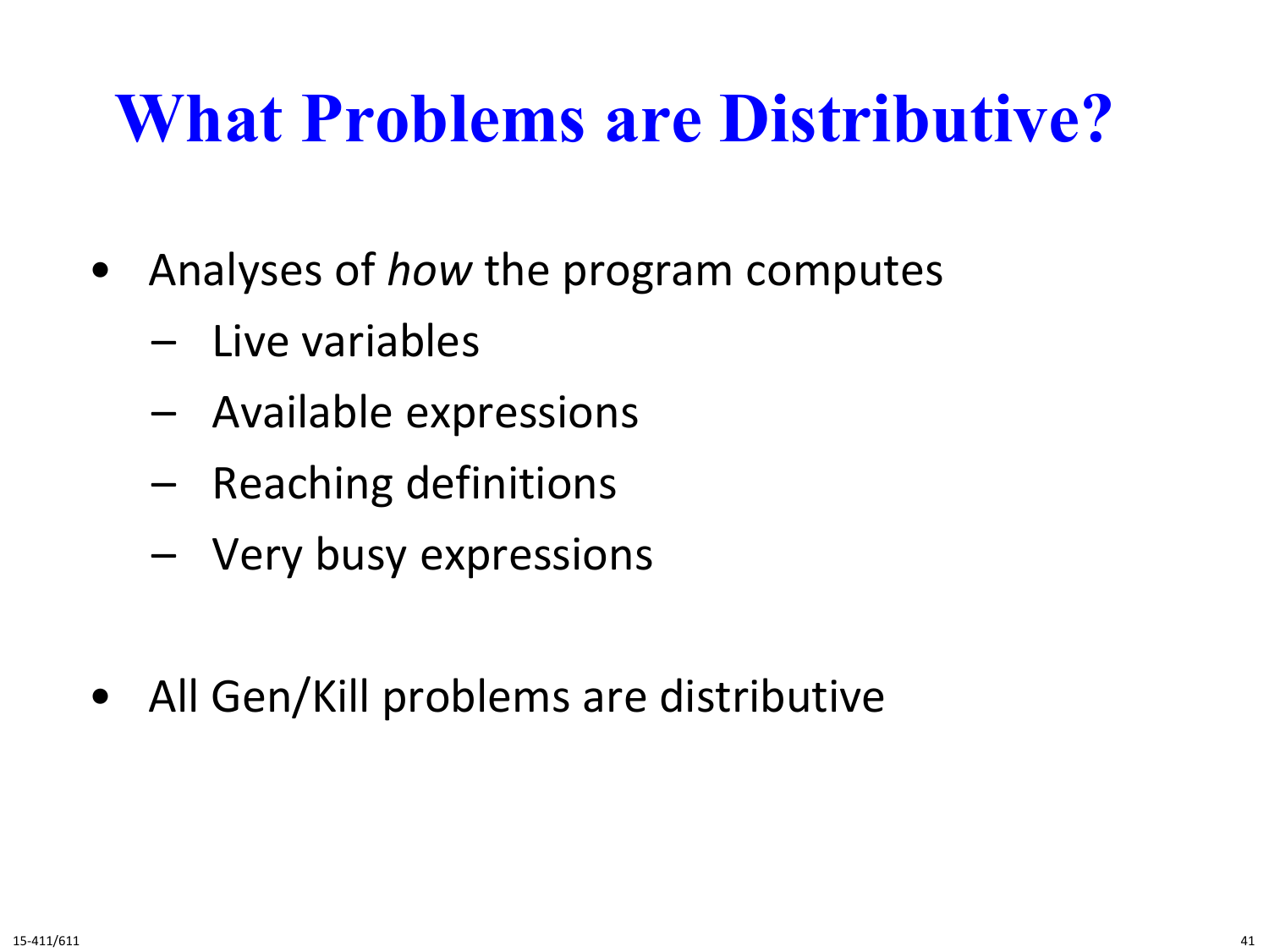# What Problems are Distributive?

- Analyses of *how* the program computes
  - Live variables
  - Available expressions
  - Reaching definitions
  - Very busy expressions

- All Gen/Kill problems are distributive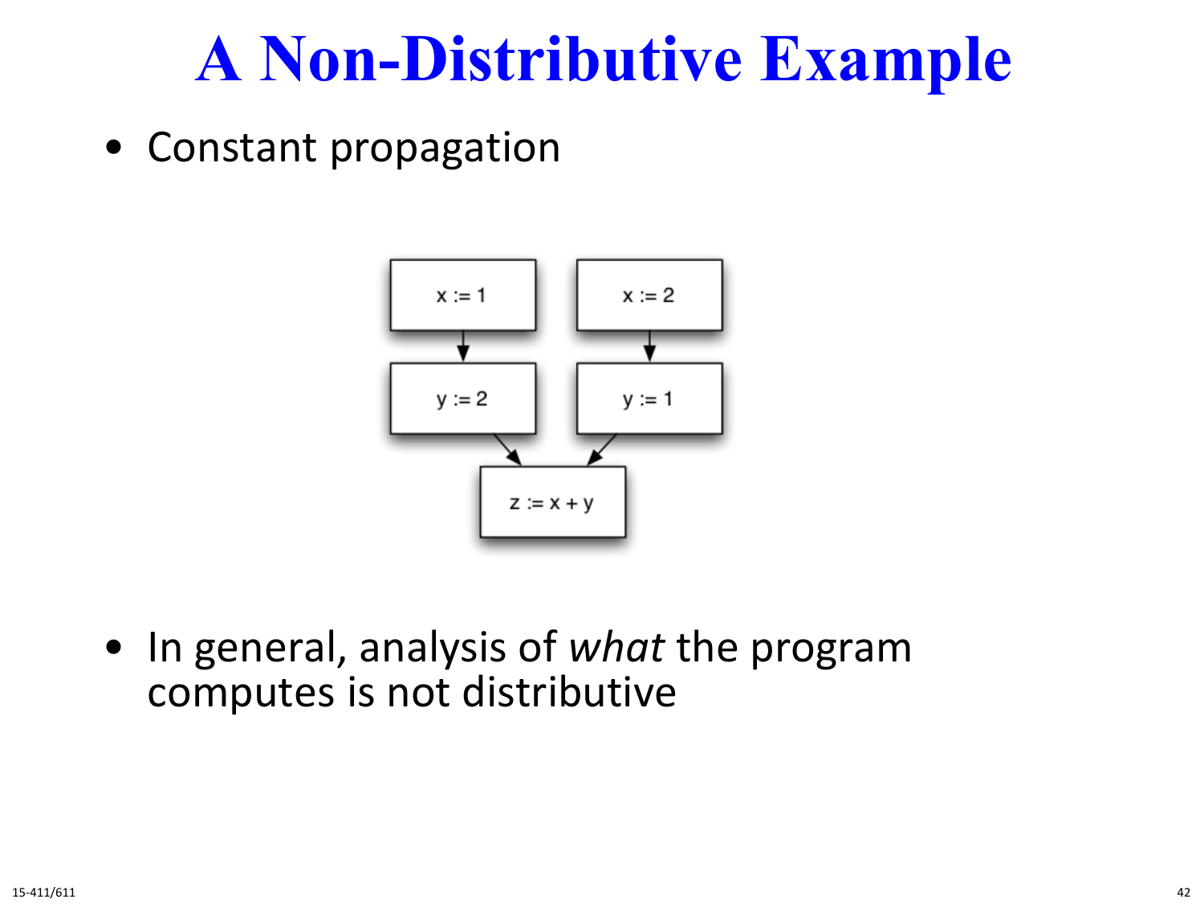# A Non-Distributive Example

- Constant propagation

```
x := 1        x := 2
  |             |
  v             v
y := 2        y := 1
     \         /
      v       v
     z := x + y
```

- In general, analysis of *what* the program computes is not distributive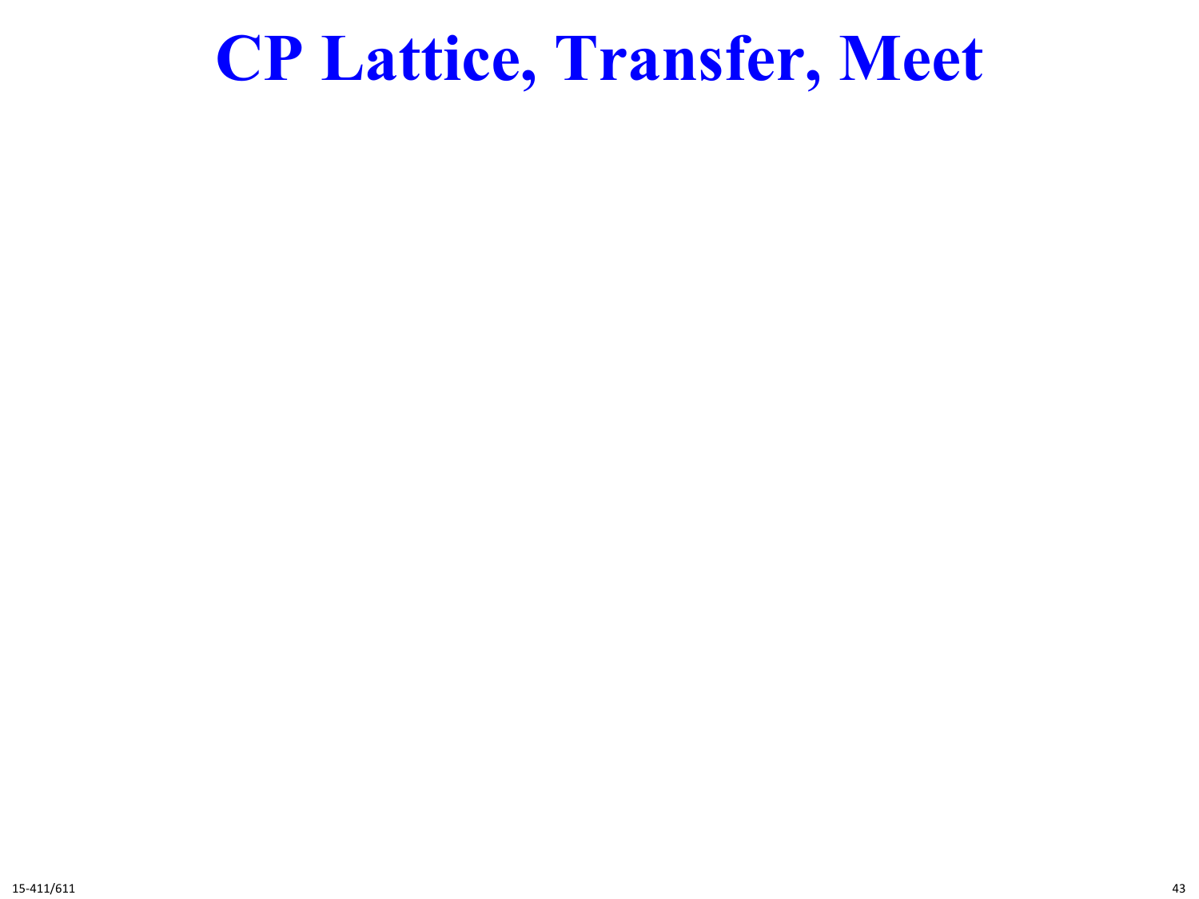# CP Lattice, Transfer, Meet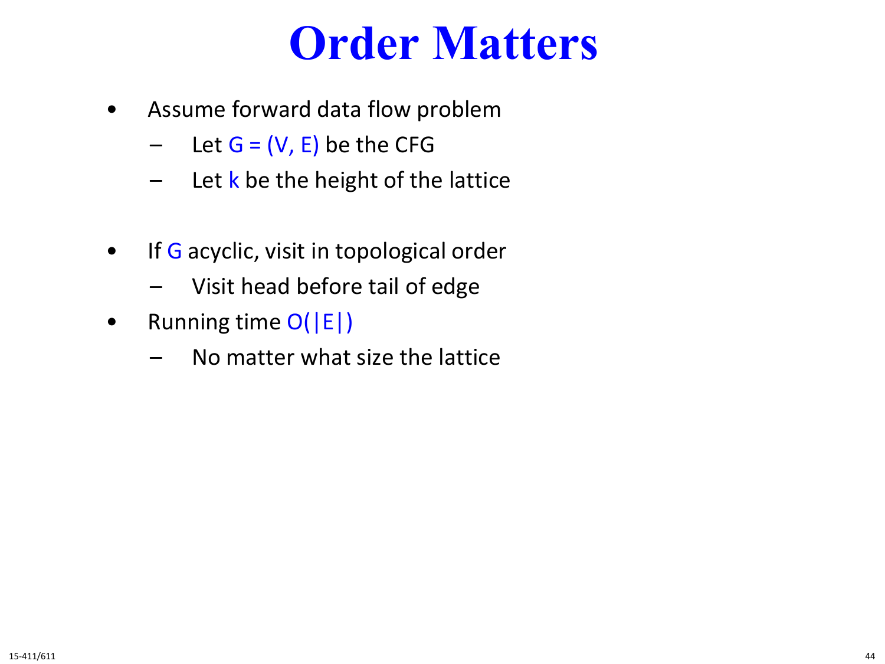# Order Matters

- Assume forward data flow problem
  - Let $G = (V, E)$ be the CFG
  - Let $k$ be the height of the lattice

- If $G$ acyclic, visit in topological order
  - Visit head before tail of edge
- Running time $O(|E|)$
  - No matter what size the lattice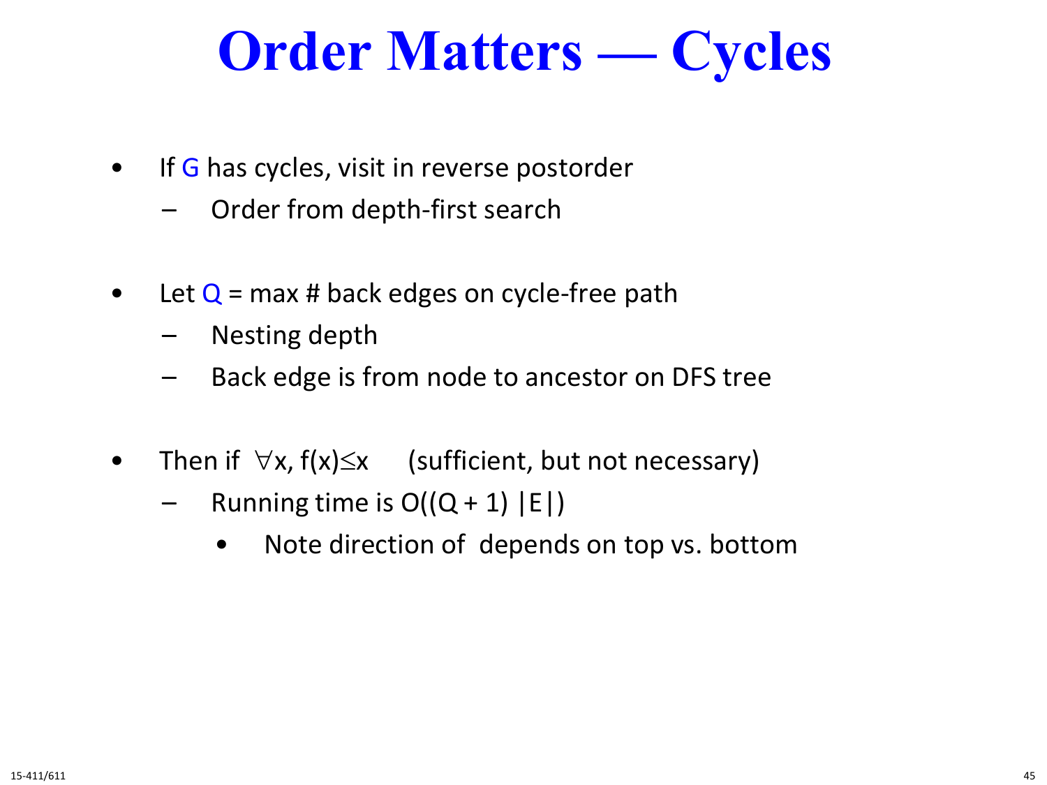# Order Matters — Cycles

- If G has cycles, visit in reverse postorder
  - Order from depth-first search
- Let Q = max # back edges on cycle-free path
  - Nesting depth
  - Back edge is from node to ancestor on DFS tree
- Then if $\forall x, f(x) \leq x$ (sufficient, but not necessary)
  - Running time is $O((Q + 1)\ |E|)$
    - Note direction of depends on top vs. bottom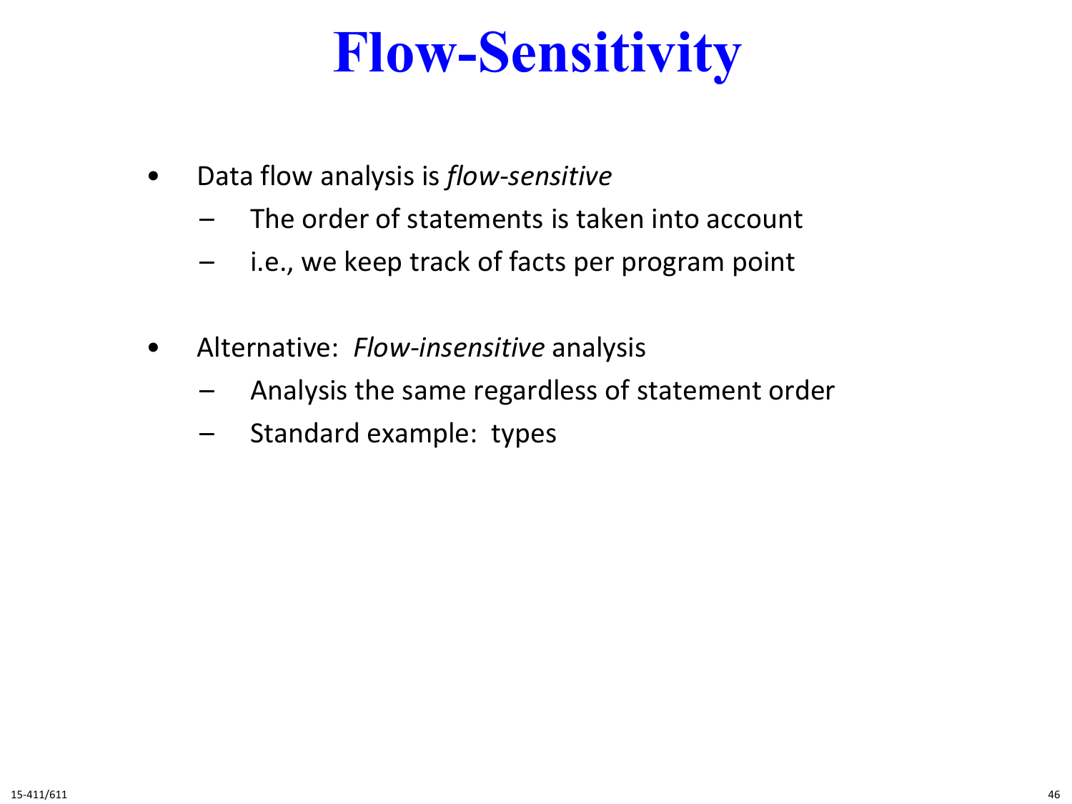# Flow-Sensitivity

- Data flow analysis is *flow-sensitive*
  - The order of statements is taken into account
  - i.e., we keep track of facts per program point

- Alternative: *Flow-insensitive* analysis
  - Analysis the same regardless of statement order
  - Standard example: types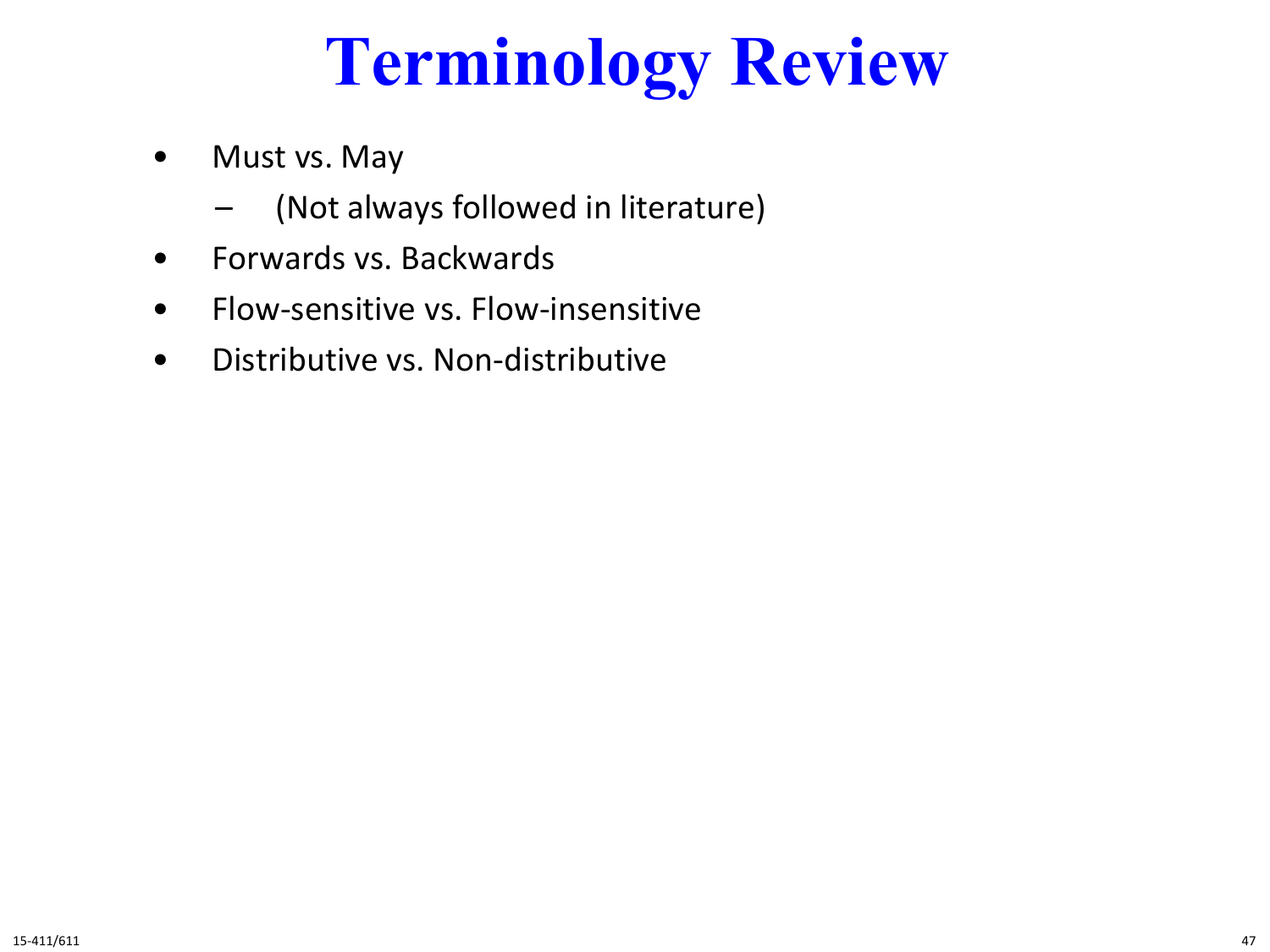# Terminology Review

- Must vs. May
  - (Not always followed in literature)
- Forwards vs. Backwards
- Flow-sensitive vs. Flow-insensitive
- Distributive vs. Non-distributive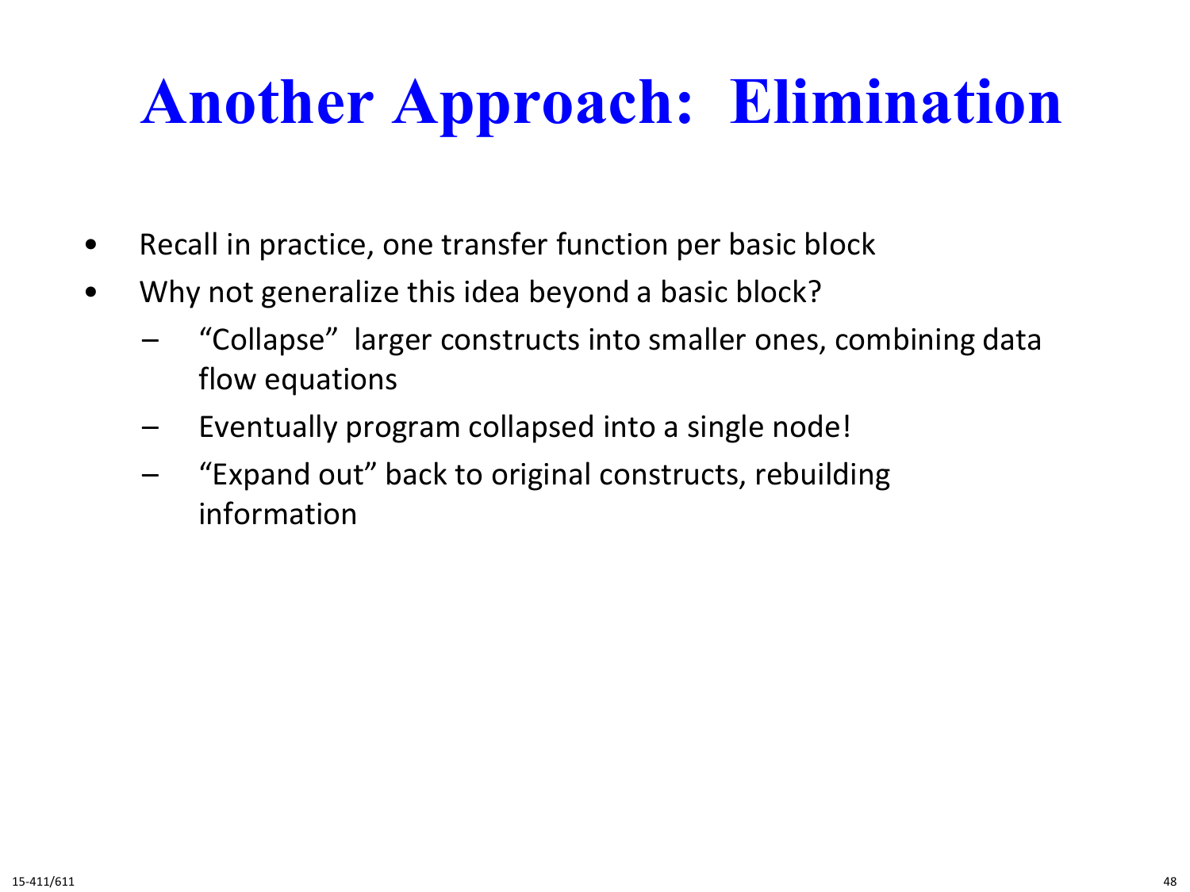# Another Approach: Elimination

- Recall in practice, one transfer function per basic block
- Why not generalize this idea beyond a basic block?
  - “Collapse” larger constructs into smaller ones, combining data flow equations
  - Eventually program collapsed into a single node!
  - “Expand out” back to original constructs, rebuilding information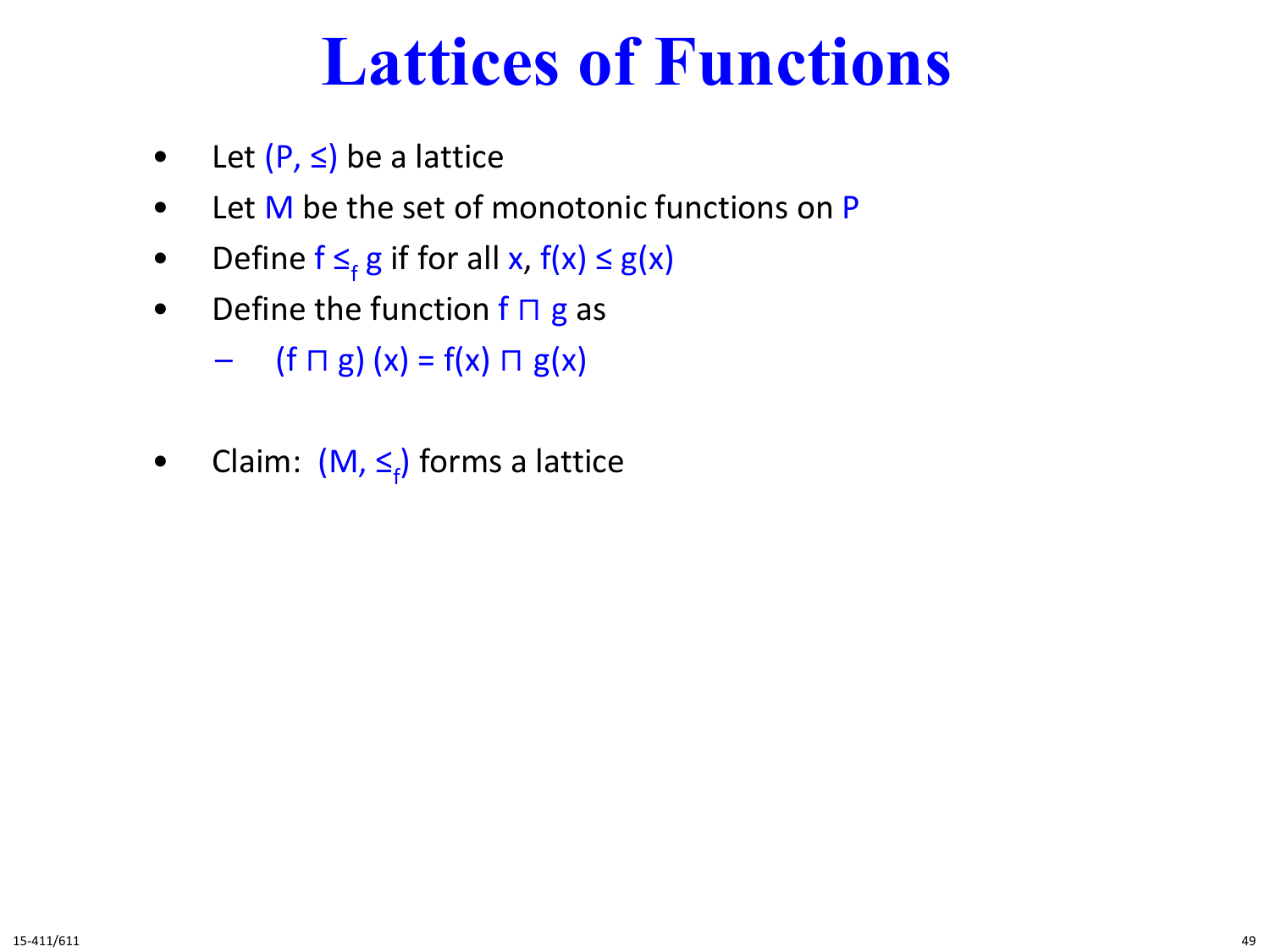# Lattices of Functions

- Let $(P, \leq)$ be a lattice
- Let $M$ be the set of monotonic functions on $P$
- Define $f \leq_f g$ if for all $x$, $f(x) \leq g(x)$
- Define the function $f \sqcap g$ as
  - $(f \sqcap g)(x) = f(x) \sqcap g(x)$

- Claim: $(M, \leq_f)$ forms a lattice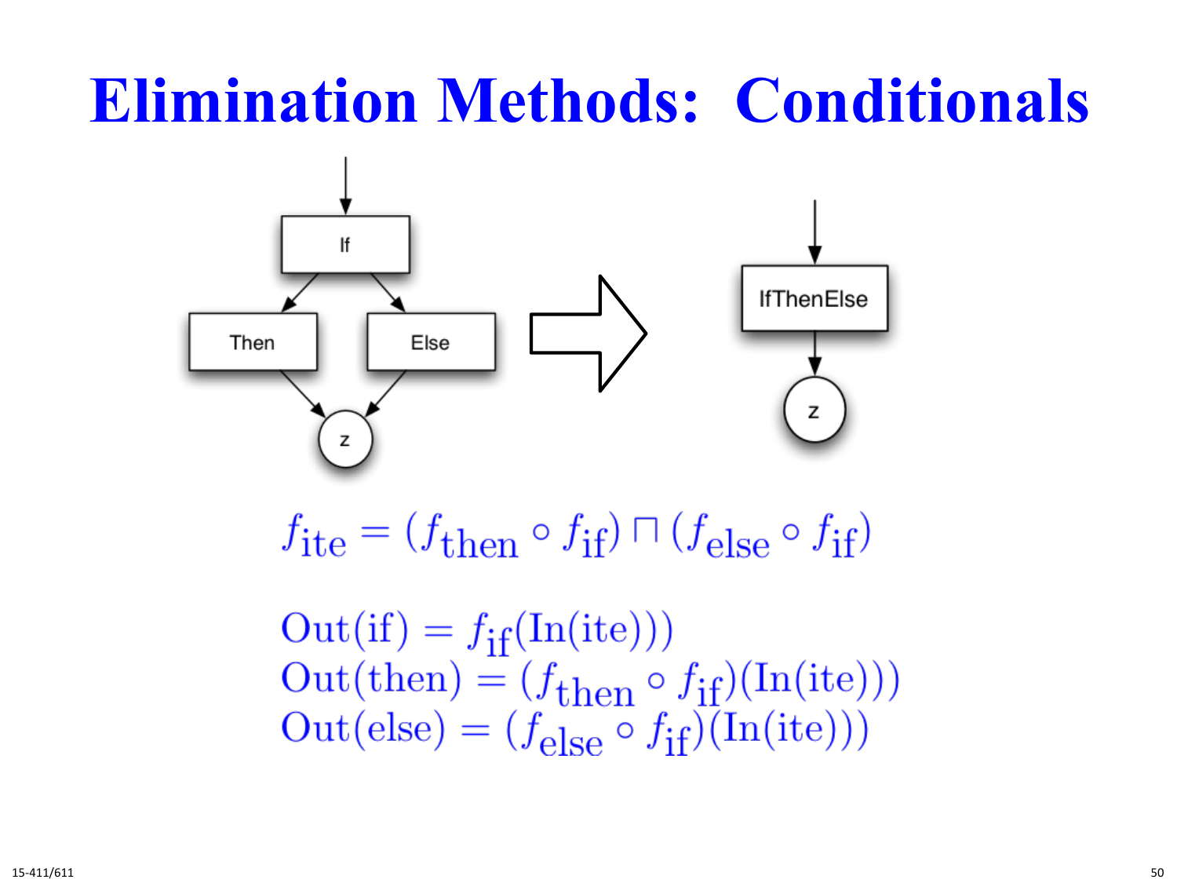# Elimination Methods: Conditionals

If → Then, Else → z

IfThenElse → z

$$f_{\text{ite}} = (f_{\text{then}} \circ f_{\text{if}}) \sqcap (f_{\text{else}} \circ f_{\text{if}})$$

$$\text{Out(if)} = f_{\text{if}}(\text{In(ite)}))$$
$$\text{Out(then)} = (f_{\text{then}} \circ f_{\text{if}})(\text{In(ite)}))$$
$$\text{Out(else)} = (f_{\text{else}} \circ f_{\text{if}})(\text{In(ite)}))$$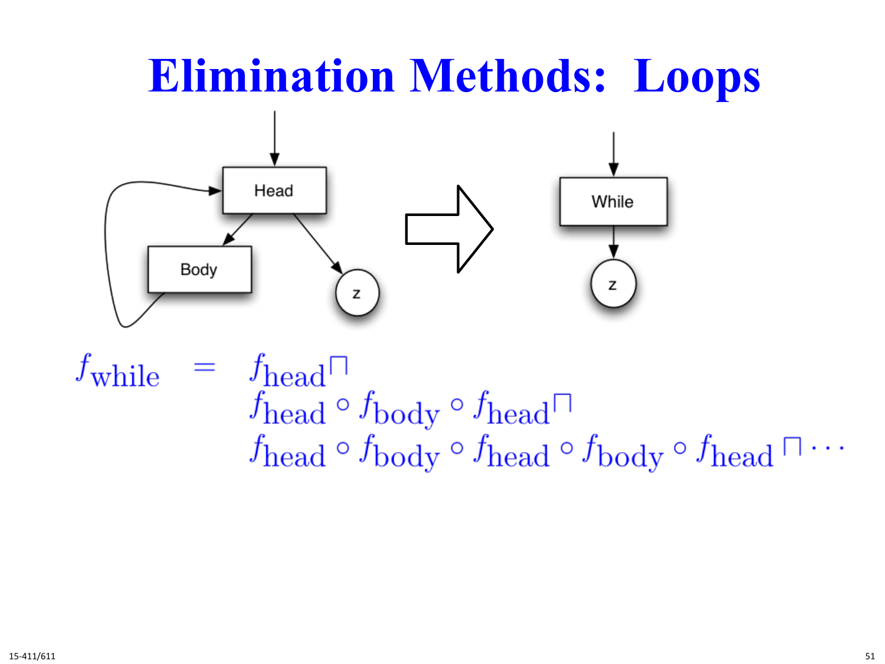# Elimination Methods: Loops

Head

Body

z

While

z

$$
\begin{aligned}
f_{\text{while}} \;=\; & f_{\text{head}} \sqcap \\
& f_{\text{head}} \circ f_{\text{body}} \circ f_{\text{head}} \sqcap \\
& f_{\text{head}} \circ f_{\text{body}} \circ f_{\text{head}} \circ f_{\text{body}} \circ f_{\text{head}} \sqcap \cdots
\end{aligned}
$$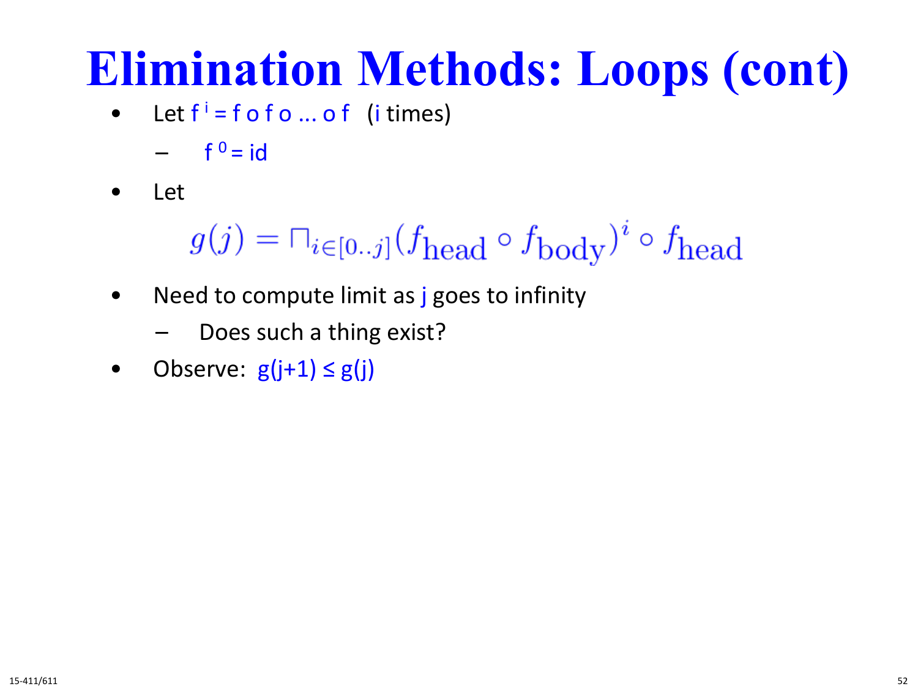# Elimination Methods: Loops (cont)

- Let $f^i = f \circ f \circ \ldots \circ f$ (i times)
  - $f^0 = id$
- Let

$$g(j) = \sqcap_{i \in [0..j]} (f_{\text{head}} \circ f_{\text{body}})^i \circ f_{\text{head}}$$

- Need to compute limit as j goes to infinity
  - Does such a thing exist?
- Observe: $g(j+1) \leq g(j)$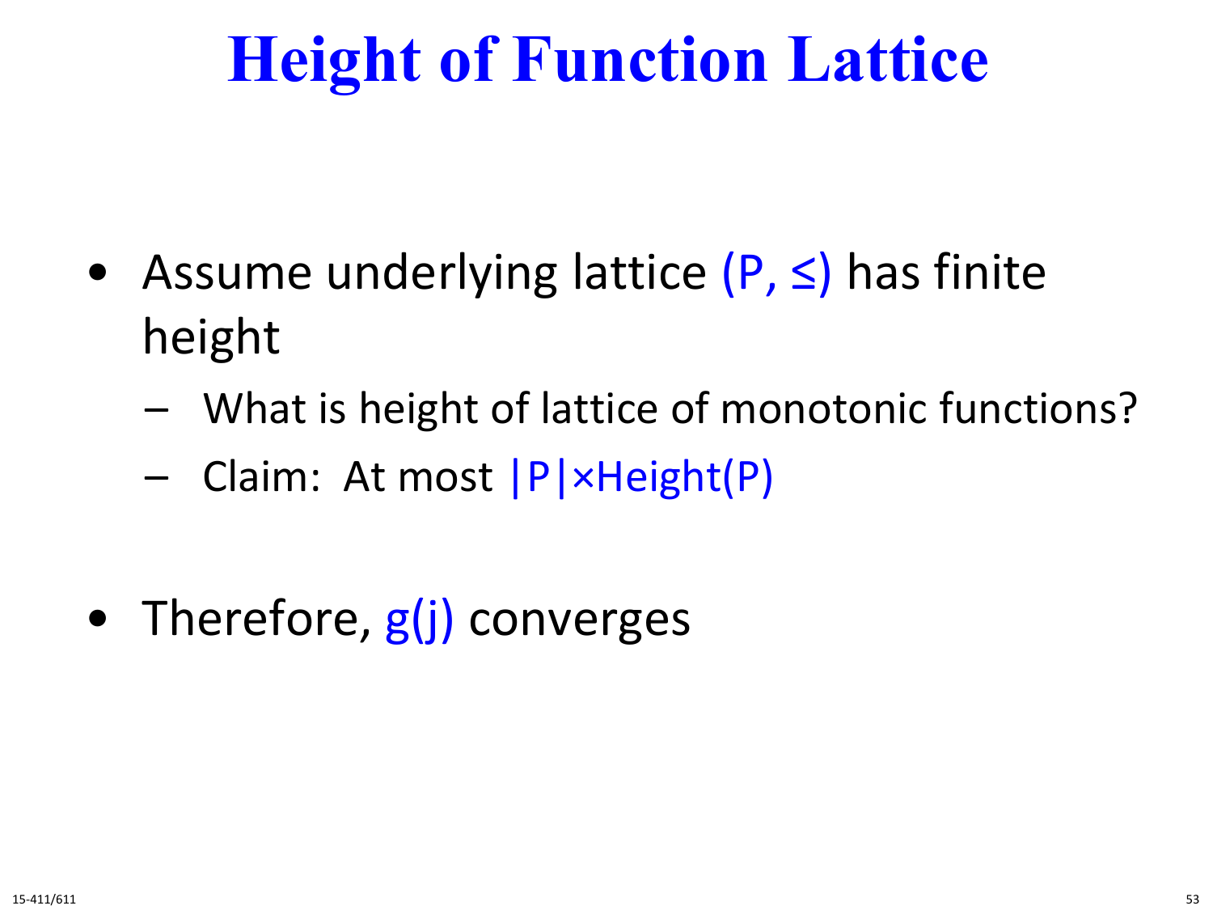# Height of Function Lattice

- Assume underlying lattice $(P, \leq)$ has finite height
  - What is height of lattice of monotonic functions?
  - Claim: At most $|P| \times \text{Height}(P)$

- Therefore, $g(j)$ converges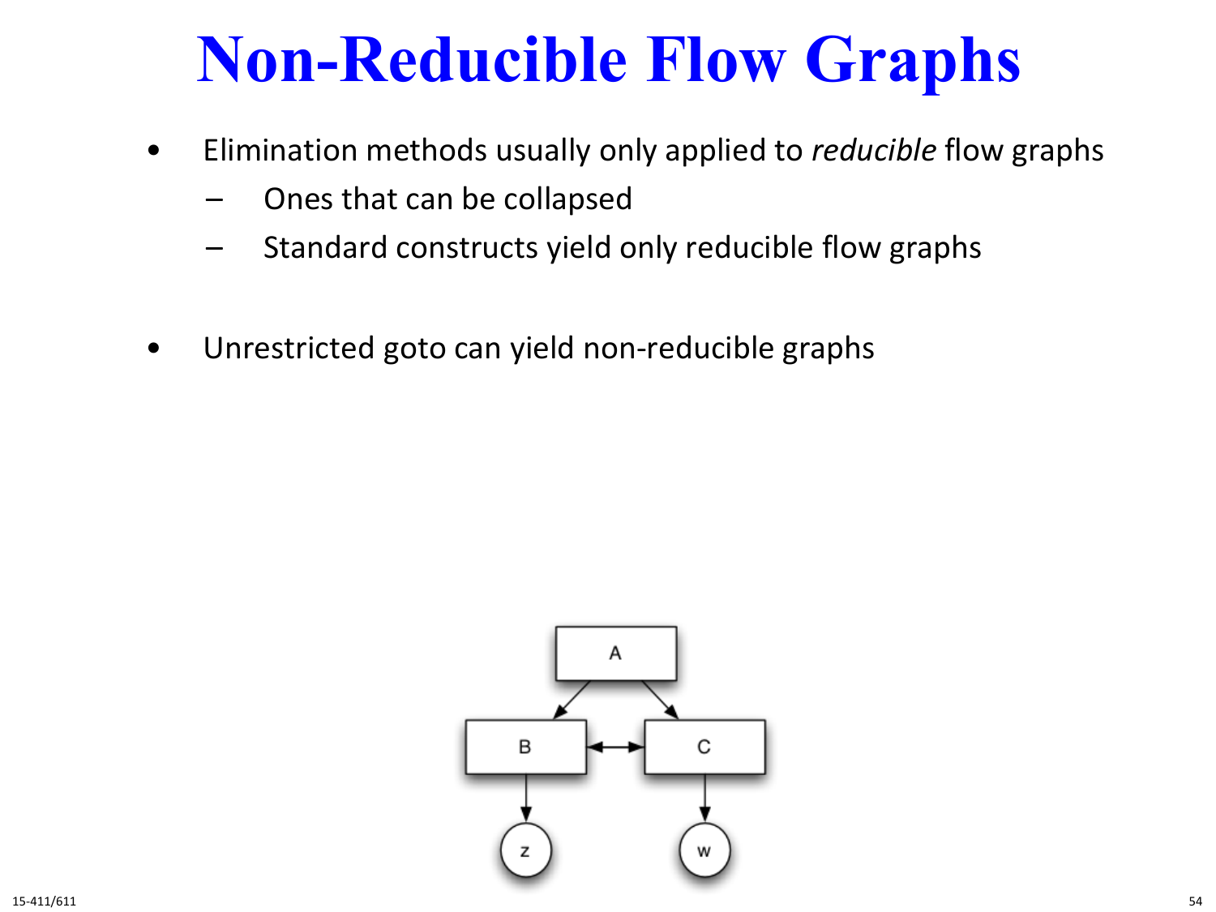# Non-Reducible Flow Graphs

- Elimination methods usually only applied to *reducible* flow graphs
  - Ones that can be collapsed
  - Standard constructs yield only reducible flow graphs

- Unrestricted goto can yield non-reducible graphs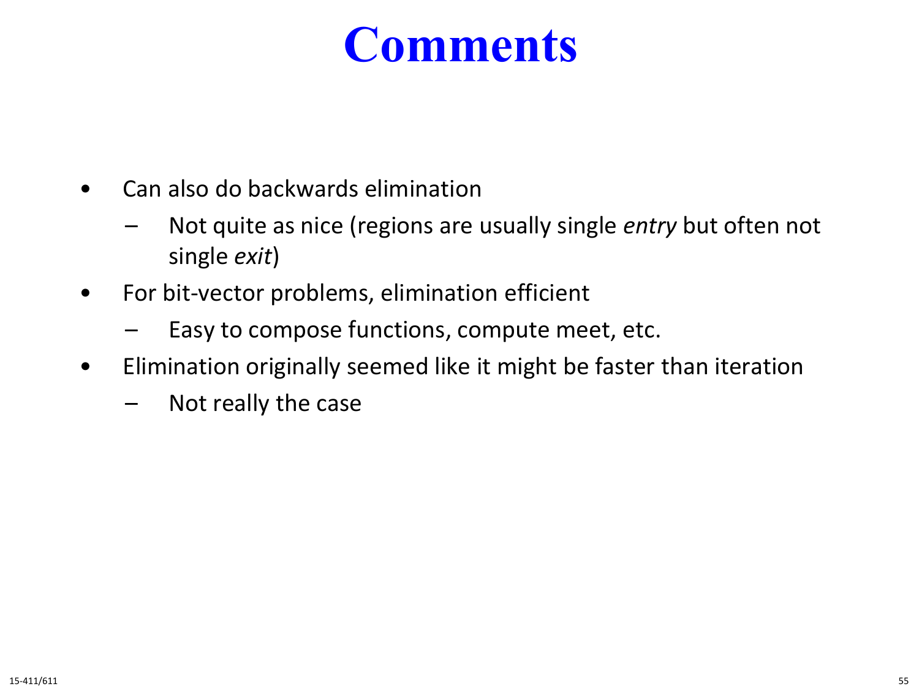# Comments

- Can also do backwards elimination
  - Not quite as nice (regions are usually single *entry* but often not single *exit*)
- For bit-vector problems, elimination efficient
  - Easy to compose functions, compute meet, etc.
- Elimination originally seemed like it might be faster than iteration
  - Not really the case